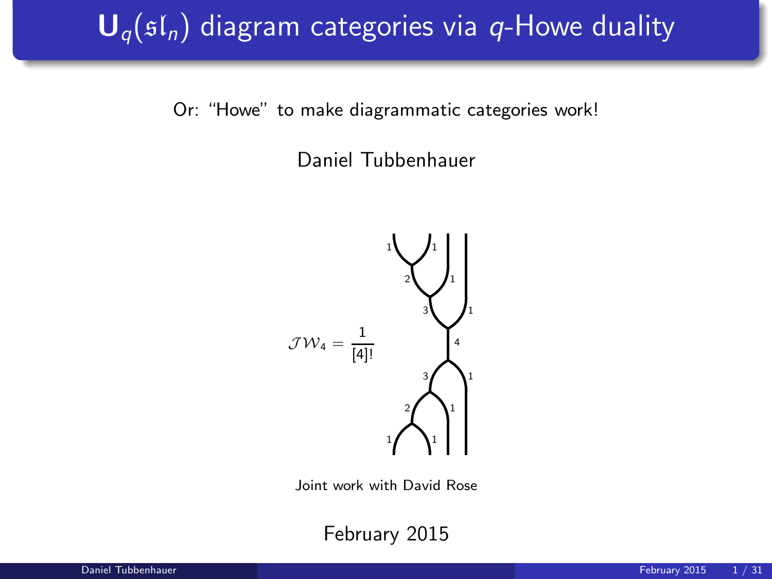# $\mathbf{U}_q(\mathfrak{sl}_n)$ diagram categories via $q$-Howe duality

Or: "Howe" to make diagrammatic categories work!

Daniel Tubbenhauer

$$\mathcal{JW}_4 = \frac{1}{[4]!}$$

Joint work with David Rose

February 2015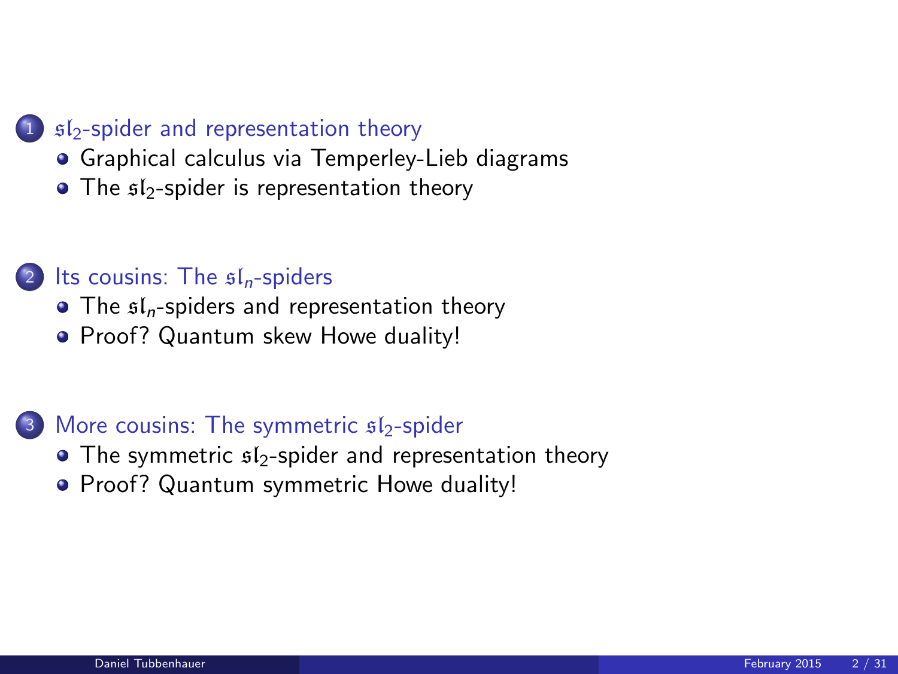1. $\mathfrak{sl}_2$-spider and representation theory
   - Graphical calculus via Temperley-Lieb diagrams
   - The $\mathfrak{sl}_2$-spider is representation theory

2. Its cousins: The $\mathfrak{sl}_n$-spiders
   - The $\mathfrak{sl}_n$-spiders and representation theory
   - Proof? Quantum skew Howe duality!

3. More cousins: The symmetric $\mathfrak{sl}_2$-spider
   - The symmetric $\mathfrak{sl}_2$-spider and representation theory
   - Proof? Quantum symmetric Howe duality!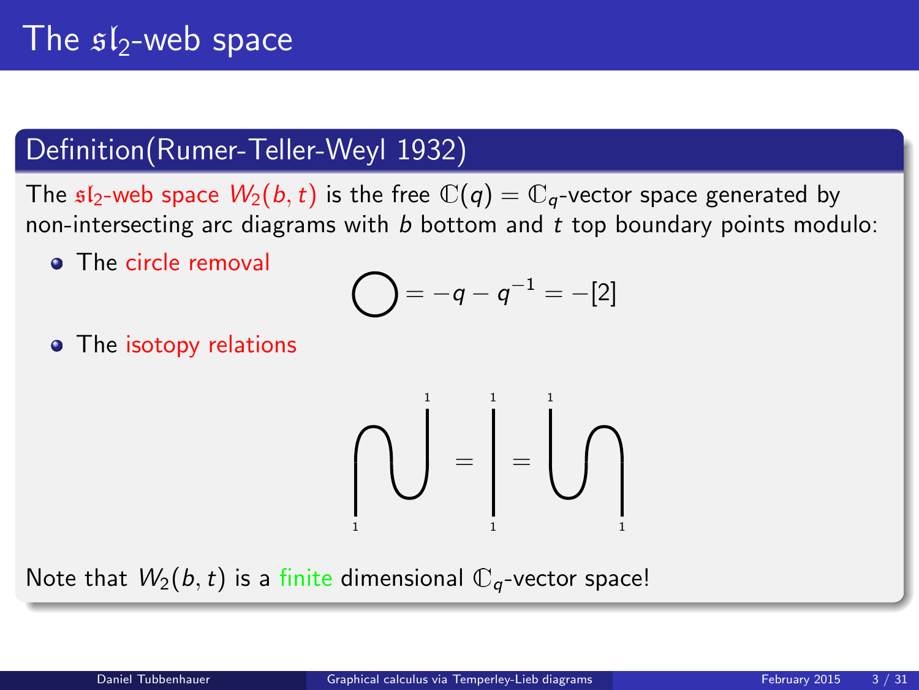# The $\mathfrak{sl}_2$-web space

## Definition(Rumer-Teller-Weyl 1932)

The $\mathfrak{sl}_2$-web space $W_2(b,t)$ is the free $\mathbb{C}(q) = \mathbb{C}_q$-vector space generated by non-intersecting arc diagrams with $b$ bottom and $t$ top boundary points modulo:

- The circle removal

$$\bigcirc = -q - q^{-1} = -[2]$$

- The isotopy relations

Note that $W_2(b,t)$ is a finite dimensional $\mathbb{C}_q$-vector space!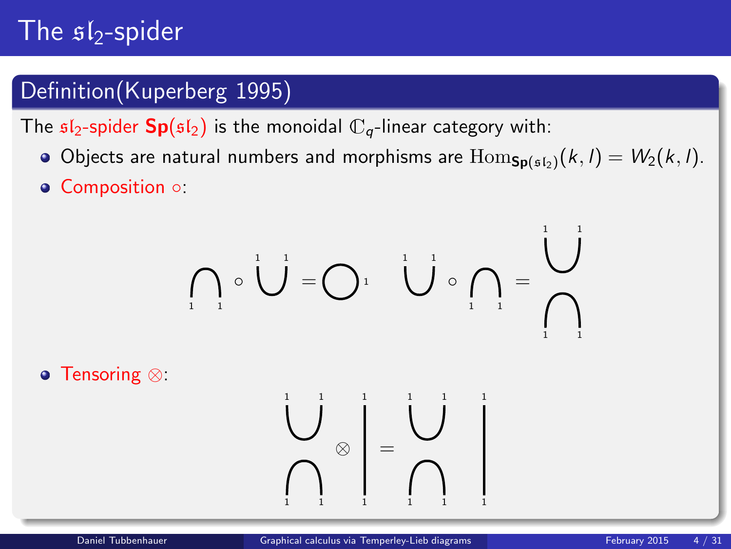# The $\mathfrak{sl}_2$-spider

## Definition(Kuperberg 1995)

The $\mathfrak{sl}_2$-spider $\mathbf{Sp}(\mathfrak{sl}_2)$ is the monoidal $\mathbb{C}_q$-linear category with:

- Objects are natural numbers and morphisms are $\mathrm{Hom}_{\mathbf{Sp}(\mathfrak{sl}_2)}(k,l) = W_2(k,l)$.
- Composition $\circ$:
- Tensoring $\otimes$: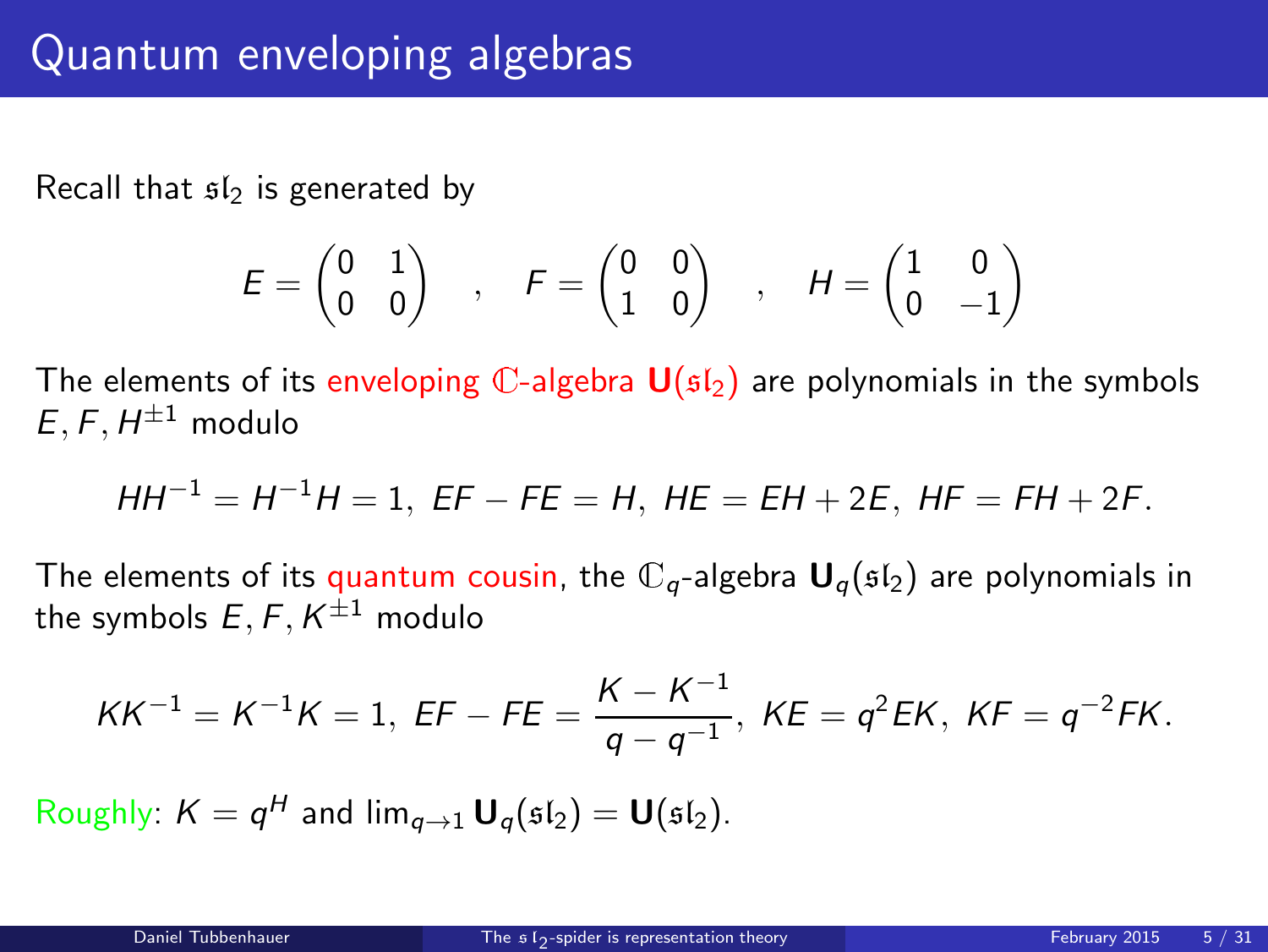# Quantum enveloping algebras

Recall that $\mathfrak{sl}_2$ is generated by

$$E = \begin{pmatrix} 0 & 1 \\ 0 & 0 \end{pmatrix} \quad , \quad F = \begin{pmatrix} 0 & 0 \\ 1 & 0 \end{pmatrix} \quad , \quad H = \begin{pmatrix} 1 & 0 \\ 0 & -1 \end{pmatrix}$$

The elements of its enveloping $\mathbb{C}$-algebra $\mathbf{U}(\mathfrak{sl}_2)$ are polynomials in the symbols $E, F, H^{\pm 1}$ modulo

$$HH^{-1} = H^{-1}H = 1,\ EF - FE = H,\ HE = EH + 2E,\ HF = FH + 2F.$$

The elements of its quantum cousin, the $\mathbb{C}_q$-algebra $\mathbf{U}_q(\mathfrak{sl}_2)$ are polynomials in the symbols $E, F, K^{\pm 1}$ modulo

$$KK^{-1} = K^{-1}K = 1,\ EF - FE = \frac{K - K^{-1}}{q - q^{-1}},\ KE = q^2 EK,\ KF = q^{-2} FK.$$

Roughly: $K = q^H$ and $\lim_{q \to 1} \mathbf{U}_q(\mathfrak{sl}_2) = \mathbf{U}(\mathfrak{sl}_2)$.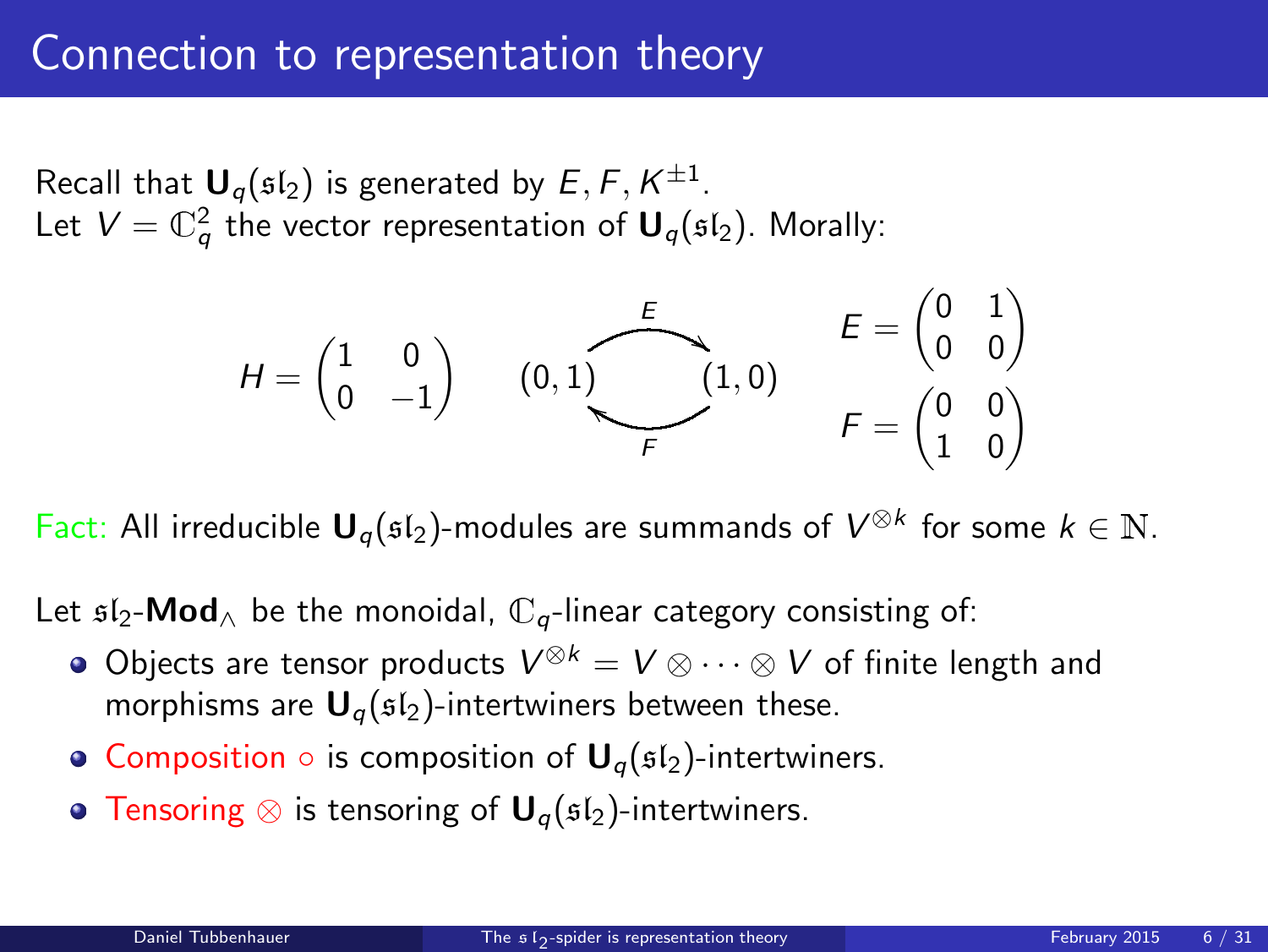# Connection to representation theory

Recall that $\mathbf{U}_q(\mathfrak{sl}_2)$ is generated by $E, F, K^{\pm 1}$.
Let $V = \mathbb{C}_q^2$ the vector representation of $\mathbf{U}_q(\mathfrak{sl}_2)$. Morally:

$$H = \begin{pmatrix} 1 & 0 \\ 0 & -1 \end{pmatrix} \qquad (0,1) \underset{F}{\overset{E}{\rightleftarrows}} (1,0) \qquad E = \begin{pmatrix} 0 & 1 \\ 0 & 0 \end{pmatrix} \quad F = \begin{pmatrix} 0 & 0 \\ 1 & 0 \end{pmatrix}$$

Fact: All irreducible $\mathbf{U}_q(\mathfrak{sl}_2)$-modules are summands of $V^{\otimes k}$ for some $k \in \mathbb{N}$.

Let $\mathfrak{sl}_2$-$\mathbf{Mod}_\wedge$ be the monoidal, $\mathbb{C}_q$-linear category consisting of:

- Objects are tensor products $V^{\otimes k} = V \otimes \cdots \otimes V$ of finite length and morphisms are $\mathbf{U}_q(\mathfrak{sl}_2)$-intertwiners between these.
- Composition $\circ$ is composition of $\mathbf{U}_q(\mathfrak{sl}_2)$-intertwiners.
- Tensoring $\otimes$ is tensoring of $\mathbf{U}_q(\mathfrak{sl}_2)$-intertwiners.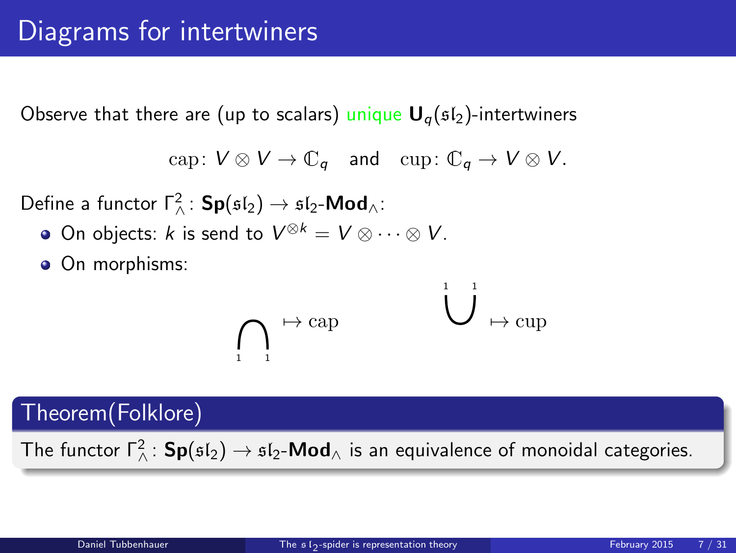# Diagrams for intertwiners

Observe that there are (up to scalars) unique $\mathbf{U}_q(\mathfrak{sl}_2)$-intertwiners

$$\mathrm{cap}\colon V \otimes V \to \mathbb{C}_q \quad \text{and} \quad \mathrm{cup}\colon \mathbb{C}_q \to V \otimes V.$$

Define a functor $\Gamma^2_\wedge\colon \mathbf{Sp}(\mathfrak{sl}_2) \to \mathfrak{sl}_2\text{-}\mathbf{Mod}_\wedge$:

- On objects: $k$ is send to $V^{\otimes k} = V \otimes \cdots \otimes V$.
- On morphisms:

$$\bigcap_{1\ \ 1} \mapsto \mathrm{cap} \qquad \overset{1\ \ 1}{\bigcup} \mapsto \mathrm{cup}$$

**Theorem(Folklore)**

The functor $\Gamma^2_\wedge\colon \mathbf{Sp}(\mathfrak{sl}_2) \to \mathfrak{sl}_2\text{-}\mathbf{Mod}_\wedge$ is an equivalence of monoidal categories.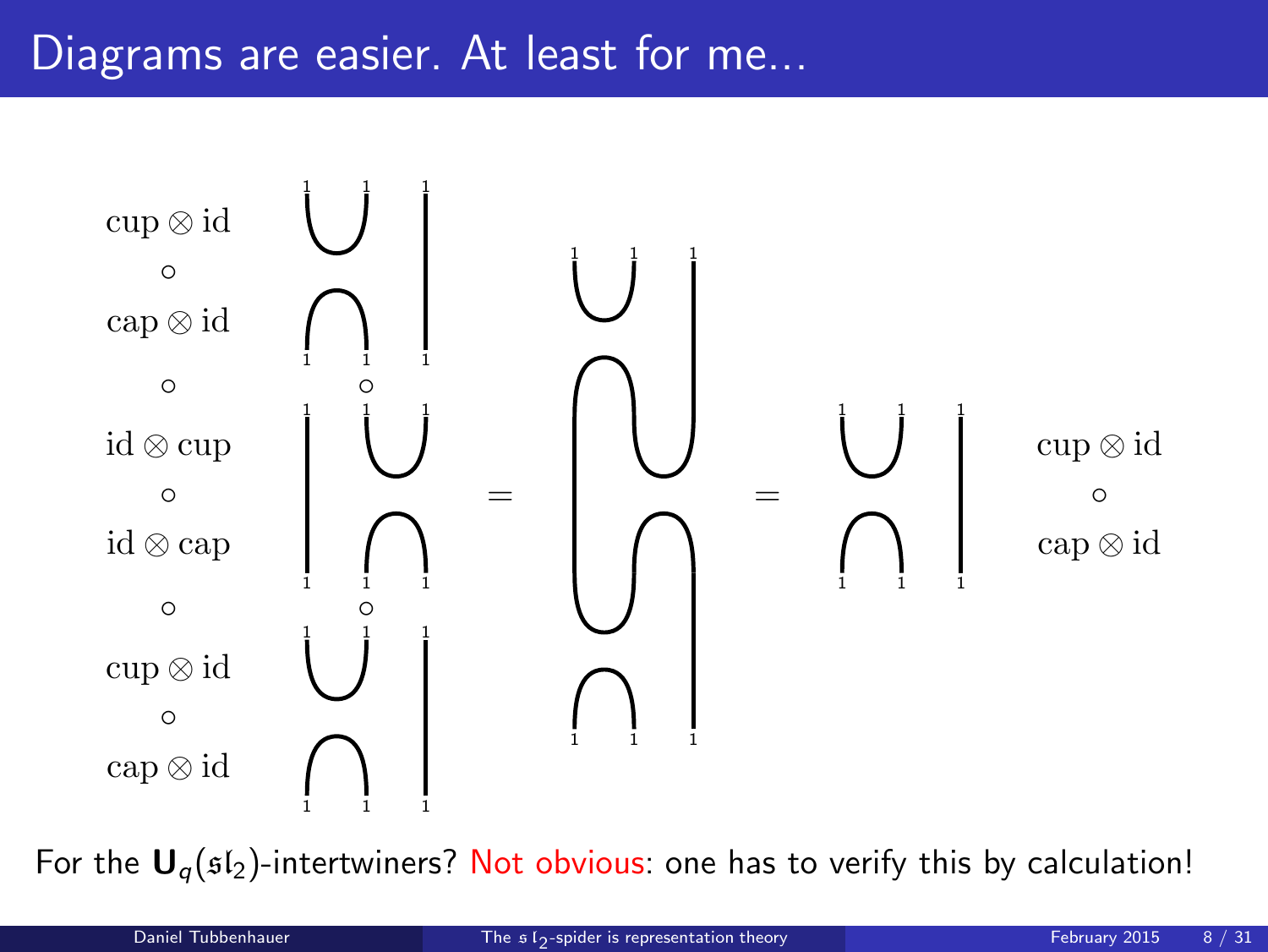# Diagrams are easier. At least for me...

$$\begin{matrix} \text{cup} \otimes \text{id} \\ \circ \\ \text{cap} \otimes \text{id} \\ \circ \\ \text{id} \otimes \text{cup} \\ \circ \\ \text{id} \otimes \text{cap} \\ \circ \\ \text{cup} \otimes \text{id} \\ \circ \\ \text{cap} \otimes \text{id} \end{matrix} \qquad = \qquad = \qquad \begin{matrix} \text{cup} \otimes \text{id} \\ \circ \\ \text{cap} \otimes \text{id} \end{matrix}$$

For the $\mathbf{U}_q(\mathfrak{sl}_2)$-intertwiners? Not obvious: one has to verify this by calculation!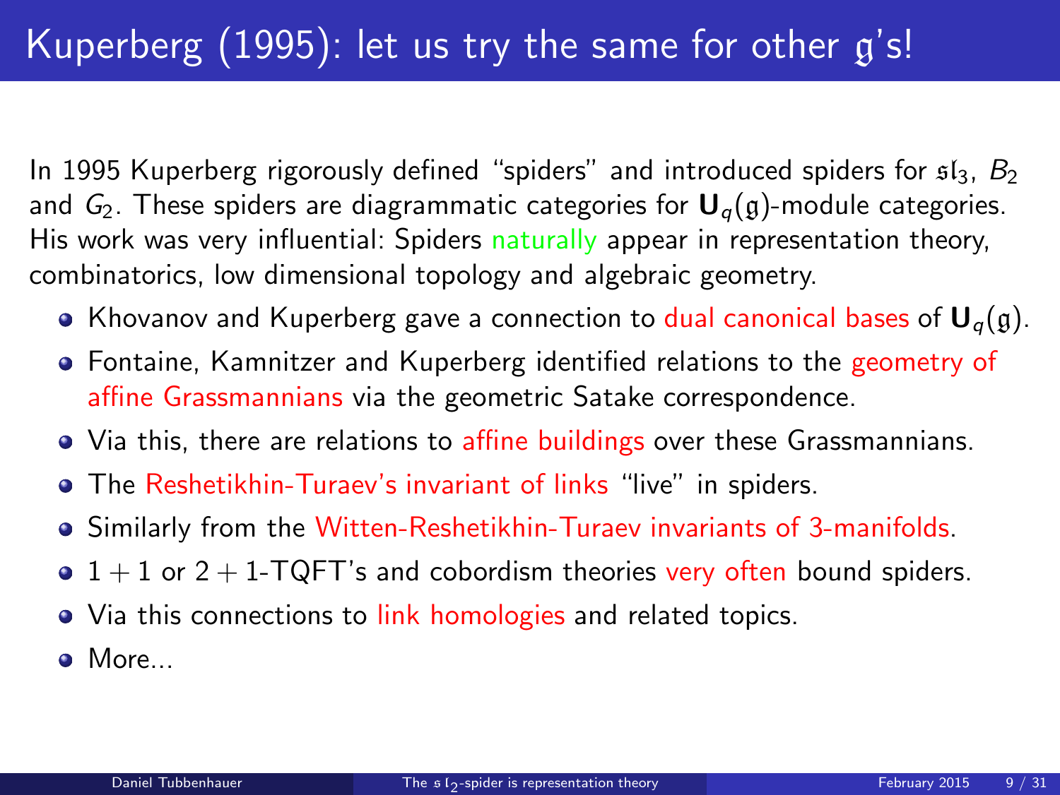# Kuperberg (1995): let us try the same for other $\mathfrak{g}$'s!

In 1995 Kuperberg rigorously defined "spiders" and introduced spiders for $\mathfrak{sl}_3$, $B_2$ and $G_2$. These spiders are diagrammatic categories for $\mathbf{U}_q(\mathfrak{g})$-module categories. His work was very influential: Spiders naturally appear in representation theory, combinatorics, low dimensional topology and algebraic geometry.

- Khovanov and Kuperberg gave a connection to dual canonical bases of $\mathbf{U}_q(\mathfrak{g})$.
- Fontaine, Kamnitzer and Kuperberg identified relations to the geometry of affine Grassmannians via the geometric Satake correspondence.
- Via this, there are relations to affine buildings over these Grassmannians.
- The Reshetikhin-Turaev's invariant of links "live" in spiders.
- Similarly from the Witten-Reshetikhin-Turaev invariants of 3-manifolds.
- $1 + 1$ or $2 + 1$-TQFT's and cobordism theories very often bound spiders.
- Via this connections to link homologies and related topics.
- More...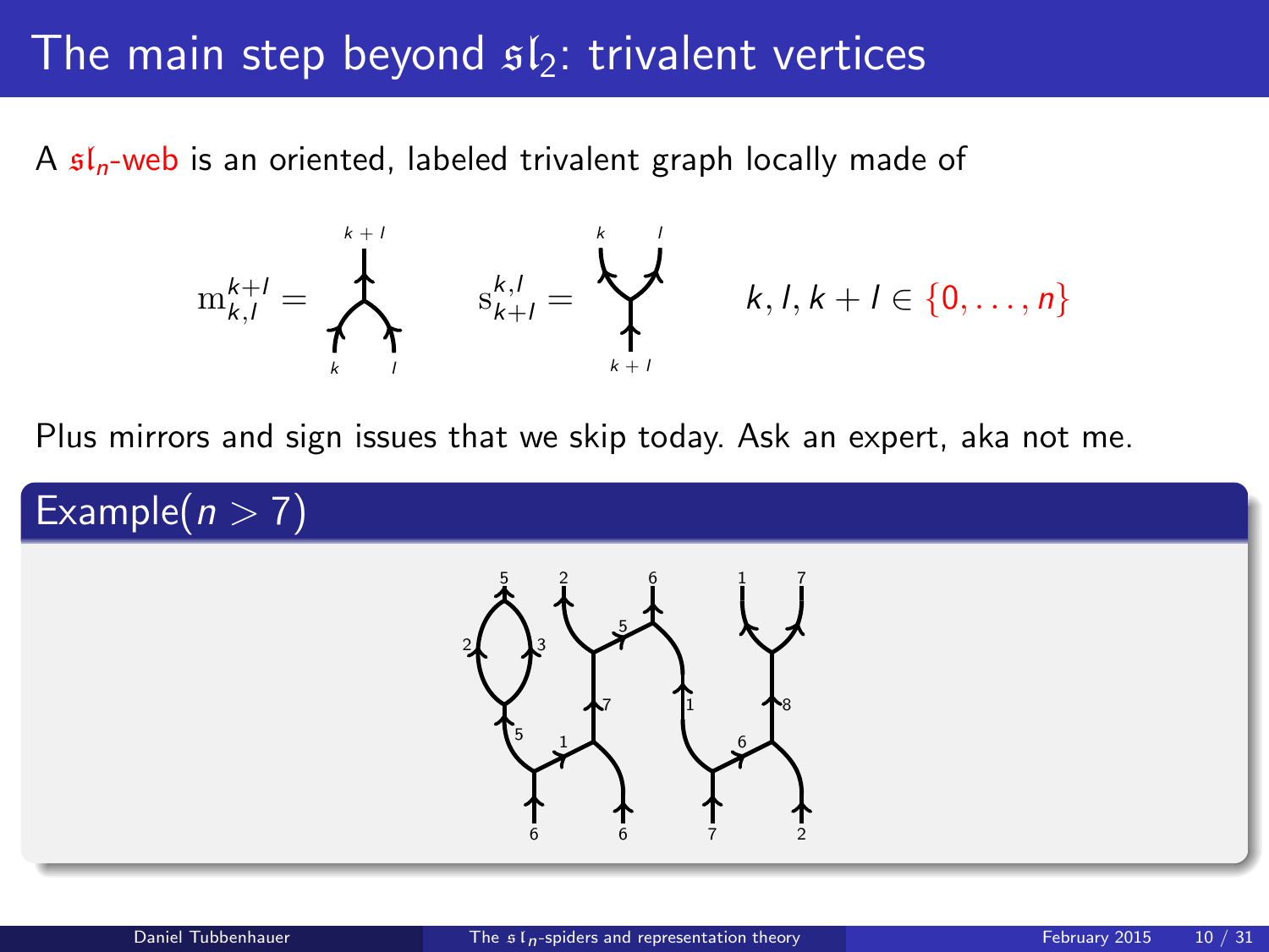# The main step beyond $\mathfrak{sl}_2$: trivalent vertices

A $\mathfrak{sl}_n$-web is an oriented, labeled trivalent graph locally made of

$$\mathrm{m}_{k,l}^{k+l} = \qquad \mathrm{s}_{k+l}^{k,l} = \qquad k, l, k+l \in \{0, \dots, n\}$$

Plus mirrors and sign issues that we skip today. Ask an expert, aka not me.

## Example($n > 7$)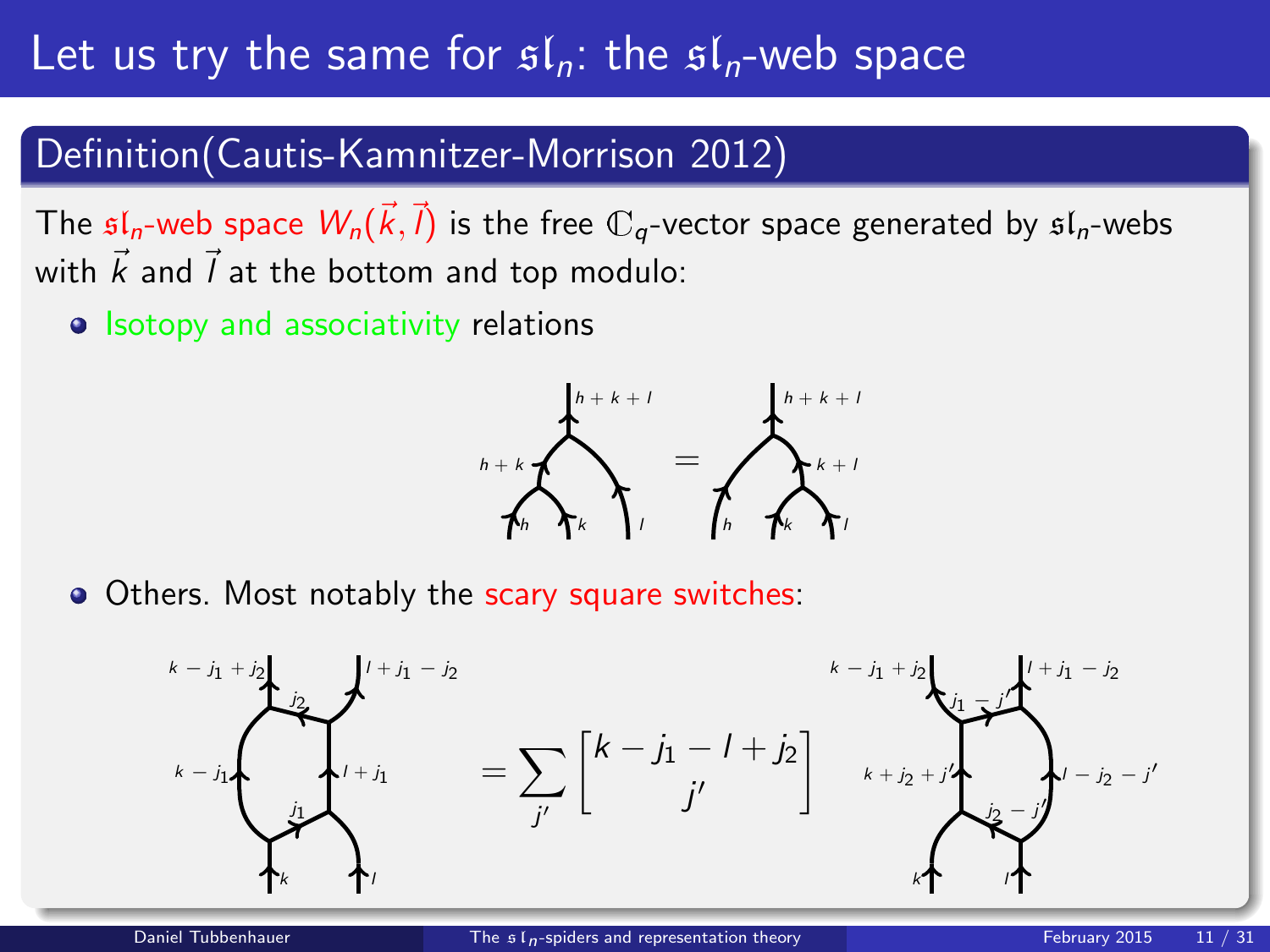# Let us try the same for $\mathfrak{sl}_n$: the $\mathfrak{sl}_n$-web space

## Definition(Cautis-Kamnitzer-Morrison 2012)

The $\mathfrak{sl}_n$-web space $W_n(\vec{k},\vec{l})$ is the free $\mathbb{C}_q$-vector space generated by $\mathfrak{sl}_n$-webs with $\vec{k}$ and $\vec{l}$ at the bottom and top modulo:

- Isotopy and associativity relations

- Others. Most notably the scary square switches:

$$= \sum_{j'} \begin{bmatrix} k - j_1 - l + j_2 \\ j' \end{bmatrix}$$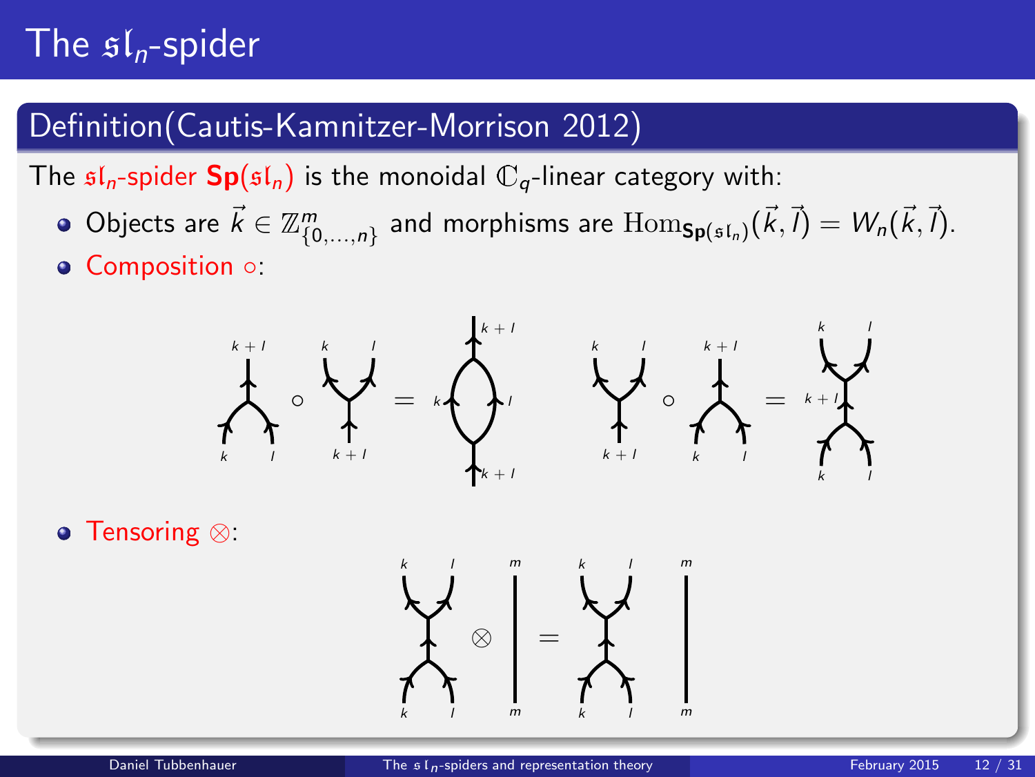# The $\mathfrak{sl}_n$-spider

## Definition(Cautis-Kamnitzer-Morrison 2012)

The $\mathfrak{sl}_n$-spider $\mathbf{Sp}(\mathfrak{sl}_n)$ is the monoidal $\mathbb{C}_q$-linear category with:

- Objects are $\vec{k} \in \mathbb{Z}^m_{\{0,\dots,n\}}$ and morphisms are $\mathrm{Hom}_{\mathbf{Sp}(\mathfrak{sl}_n)}(\vec{k},\vec{l}) = W_n(\vec{k},\vec{l})$.
- Composition $\circ$:

- Tensoring $\otimes$: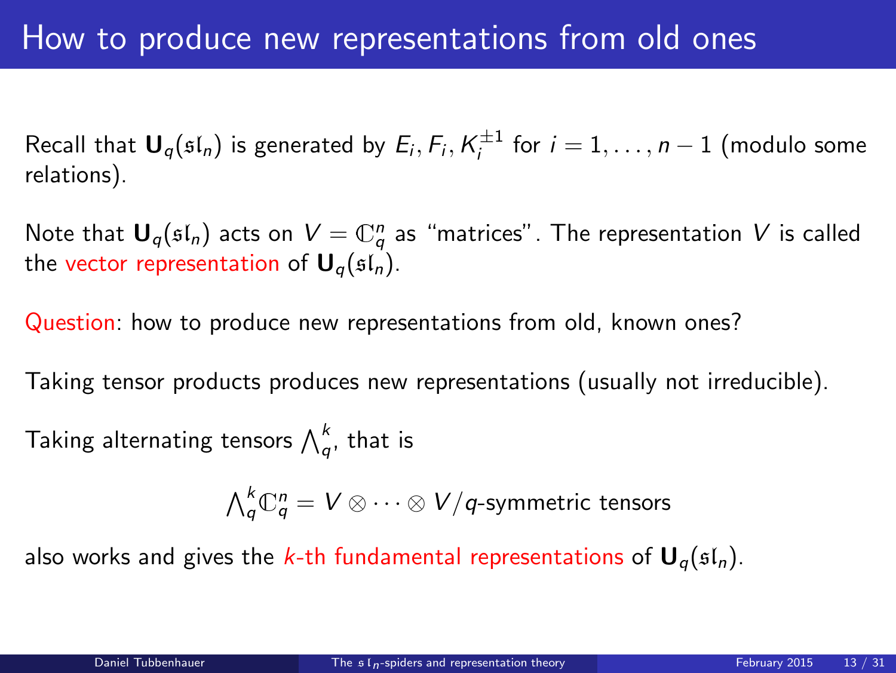# How to produce new representations from old ones

Recall that $\mathbf{U}_q(\mathfrak{sl}_n)$ is generated by $E_i, F_i, K_i^{\pm 1}$ for $i = 1, \dots, n-1$ (modulo some relations).

Note that $\mathbf{U}_q(\mathfrak{sl}_n)$ acts on $V = \mathbb{C}_q^n$ as "matrices". The representation $V$ is called the vector representation of $\mathbf{U}_q(\mathfrak{sl}_n)$.

Question: how to produce new representations from old, known ones?

Taking tensor products produces new representations (usually not irreducible).

Taking alternating tensors $\bigwedge_q^k$, that is

$$\bigwedge\nolimits_q^k \mathbb{C}_q^n = V \otimes \cdots \otimes V / q\text{-symmetric tensors}$$

also works and gives the *k*-th fundamental representations of $\mathbf{U}_q(\mathfrak{sl}_n)$.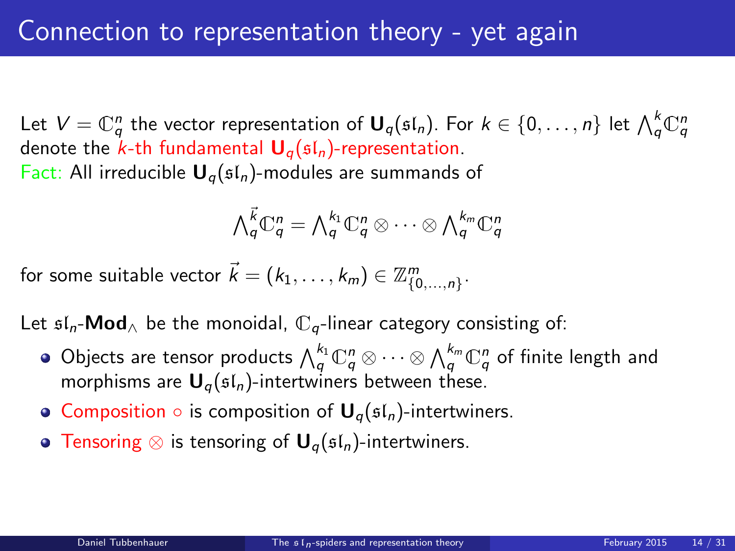# Connection to representation theory - yet again

Let $V = \mathbb{C}_q^n$ the vector representation of $\mathbf{U}_q(\mathfrak{sl}_n)$. For $k \in \{0, \dots, n\}$ let $\bigwedge_q^k \mathbb{C}_q^n$ denote the $k$-th fundamental $\mathbf{U}_q(\mathfrak{sl}_n)$-representation.

Fact: All irreducible $\mathbf{U}_q(\mathfrak{sl}_n)$-modules are summands of

$$\textstyle\bigwedge_q^{\vec{k}} \mathbb{C}_q^n = \bigwedge_q^{k_1} \mathbb{C}_q^n \otimes \cdots \otimes \bigwedge_q^{k_m} \mathbb{C}_q^n$$

for some suitable vector $\vec{k} = (k_1, \dots, k_m) \in \mathbb{Z}^m_{\{0,\dots,n\}}$.

Let $\mathfrak{sl}_n$-$\mathbf{Mod}_\wedge$ be the monoidal, $\mathbb{C}_q$-linear category consisting of:

- Objects are tensor products $\bigwedge_q^{k_1} \mathbb{C}_q^n \otimes \cdots \otimes \bigwedge_q^{k_m} \mathbb{C}_q^n$ of finite length and morphisms are $\mathbf{U}_q(\mathfrak{sl}_n)$-intertwiners between these.
- Composition $\circ$ is composition of $\mathbf{U}_q(\mathfrak{sl}_n)$-intertwiners.
- Tensoring $\otimes$ is tensoring of $\mathbf{U}_q(\mathfrak{sl}_n)$-intertwiners.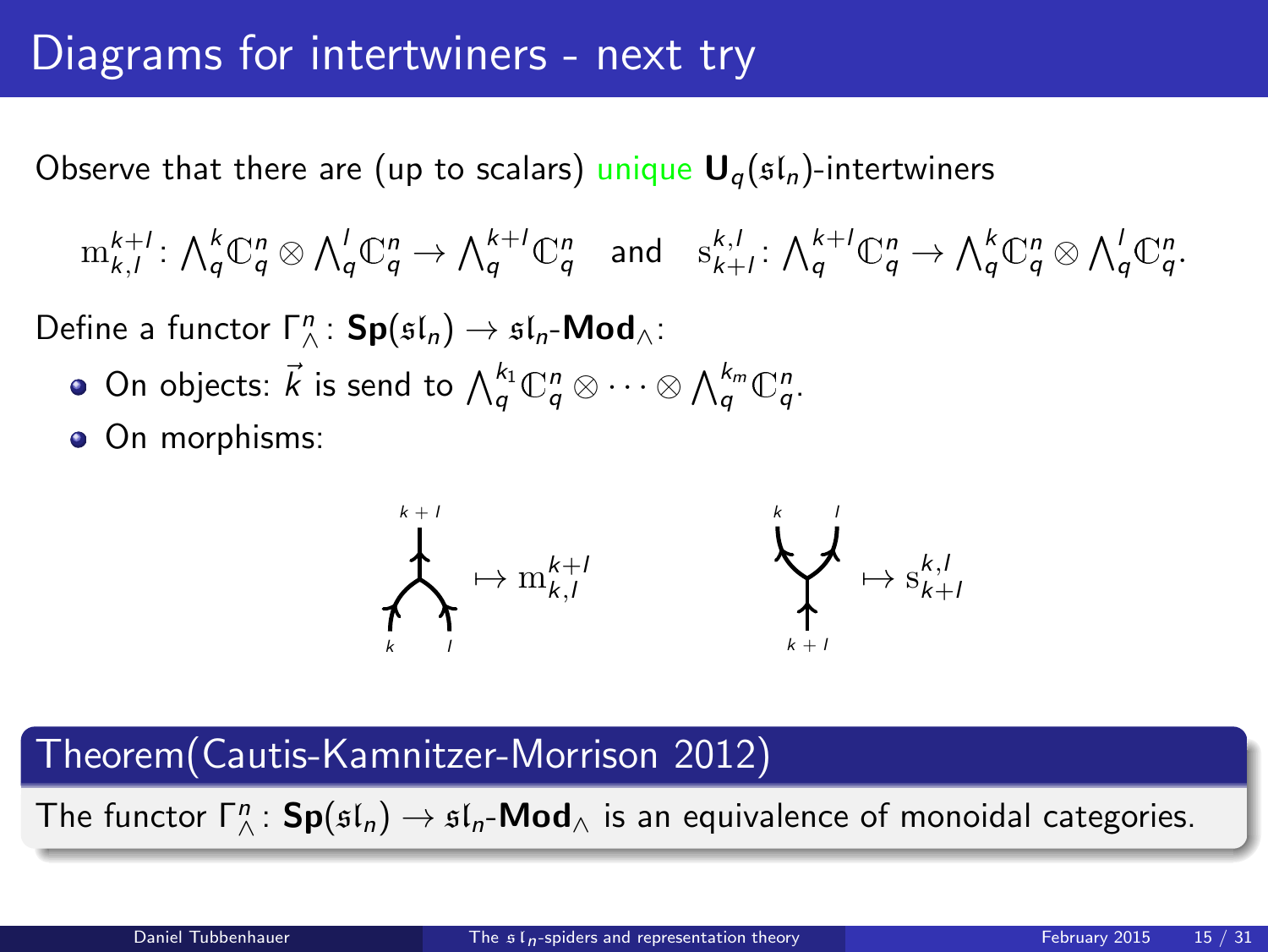# Diagrams for intertwiners - next try

Observe that there are (up to scalars) unique $\mathbf{U}_q(\mathfrak{sl}_n)$-intertwiners

$$\mathrm{m}_{k,l}^{k+l}\colon \textstyle\bigwedge_q^k \mathbb{C}_q^n \otimes \bigwedge_q^l \mathbb{C}_q^n \to \bigwedge_q^{k+l} \mathbb{C}_q^n \quad \text{and} \quad \mathrm{s}_{k+l}^{k,l}\colon \bigwedge_q^{k+l} \mathbb{C}_q^n \to \bigwedge_q^k \mathbb{C}_q^n \otimes \bigwedge_q^l \mathbb{C}_q^n.$$

Define a functor $\Gamma_\wedge^n\colon \mathbf{Sp}(\mathfrak{sl}_n) \to \mathfrak{sl}_n\text{-}\mathbf{Mod}_\wedge$:

- On objects: $\vec{k}$ is send to $\bigwedge_q^{k_1} \mathbb{C}_q^n \otimes \cdots \otimes \bigwedge_q^{k_m} \mathbb{C}_q^n$.
- On morphisms:

(merge diagram with bottom strands $k$, $l$ and top strand $k+l$) $\mapsto \mathrm{m}_{k,l}^{k+l}$ (split diagram with bottom strand $k+l$ and top strands $k$, $l$) $\mapsto \mathrm{s}_{k+l}^{k,l}$

## Theorem(Cautis-Kamnitzer-Morrison 2012)

The functor $\Gamma_\wedge^n\colon \mathbf{Sp}(\mathfrak{sl}_n) \to \mathfrak{sl}_n\text{-}\mathbf{Mod}_\wedge$ is an equivalence of monoidal categories.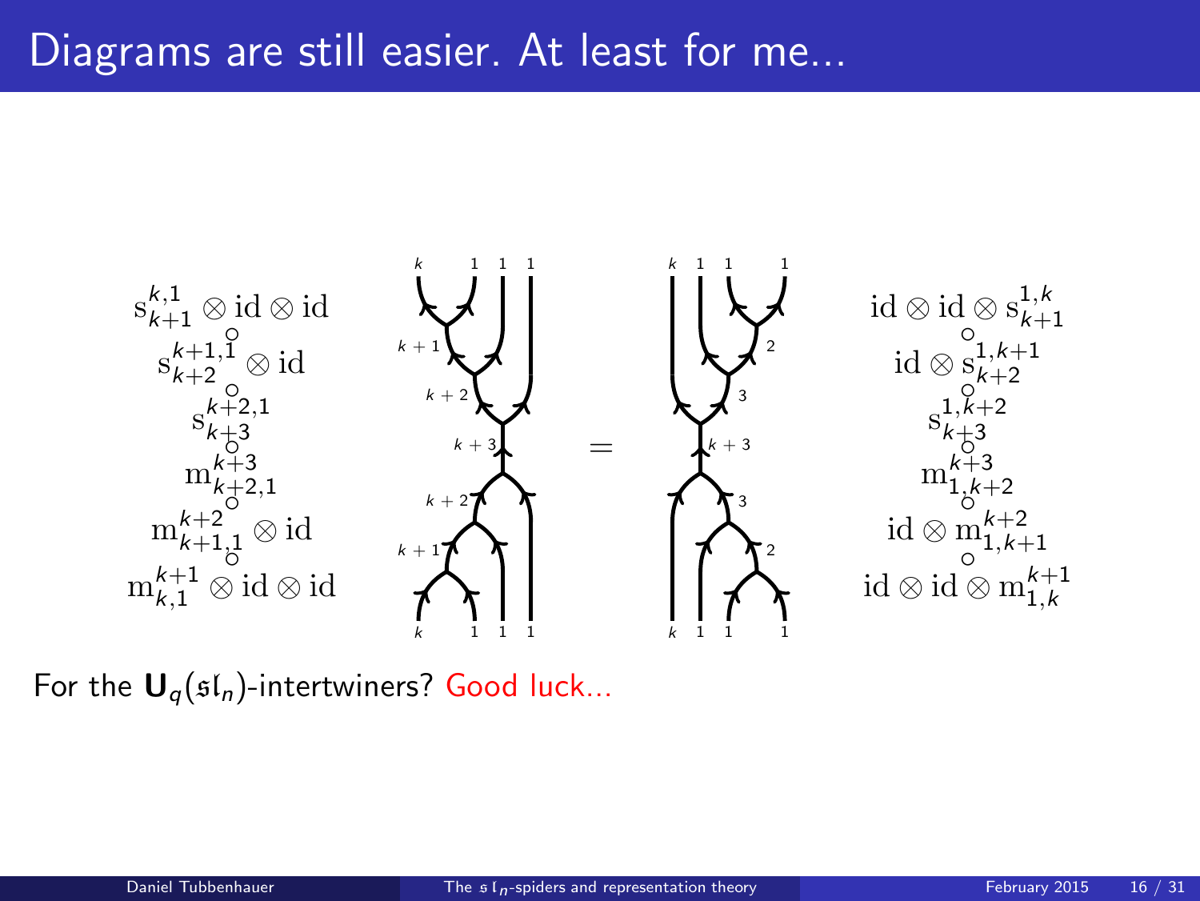# Diagrams are still easier. At least for me...

$$\mathrm{s}^{k,1}_{k+1} \otimes \mathrm{id} \otimes \mathrm{id} \circ \mathrm{s}^{k+1,1}_{k+2} \otimes \mathrm{id} \circ \mathrm{s}^{k+2,1}_{k+3} \circ \mathrm{m}^{k+3}_{k+2,1} \circ \mathrm{m}^{k+2}_{k+1,1} \otimes \mathrm{id} \circ \mathrm{m}^{k+1}_{k,1} \otimes \mathrm{id} \otimes \mathrm{id}$$

$$=$$

$$\mathrm{id} \otimes \mathrm{id} \otimes \mathrm{s}^{1,k}_{k+1} \circ \mathrm{id} \otimes \mathrm{s}^{1,k+1}_{k+2} \circ \mathrm{s}^{1,k+2}_{k+3} \circ \mathrm{m}^{k+3}_{1,k+2} \circ \mathrm{id} \otimes \mathrm{m}^{k+2}_{1,k+1} \circ \mathrm{id} \otimes \mathrm{id} \otimes \mathrm{m}^{k+1}_{1,k}$$

For the $\mathbf{U}_q(\mathfrak{sl}_n)$-intertwiners? Good luck...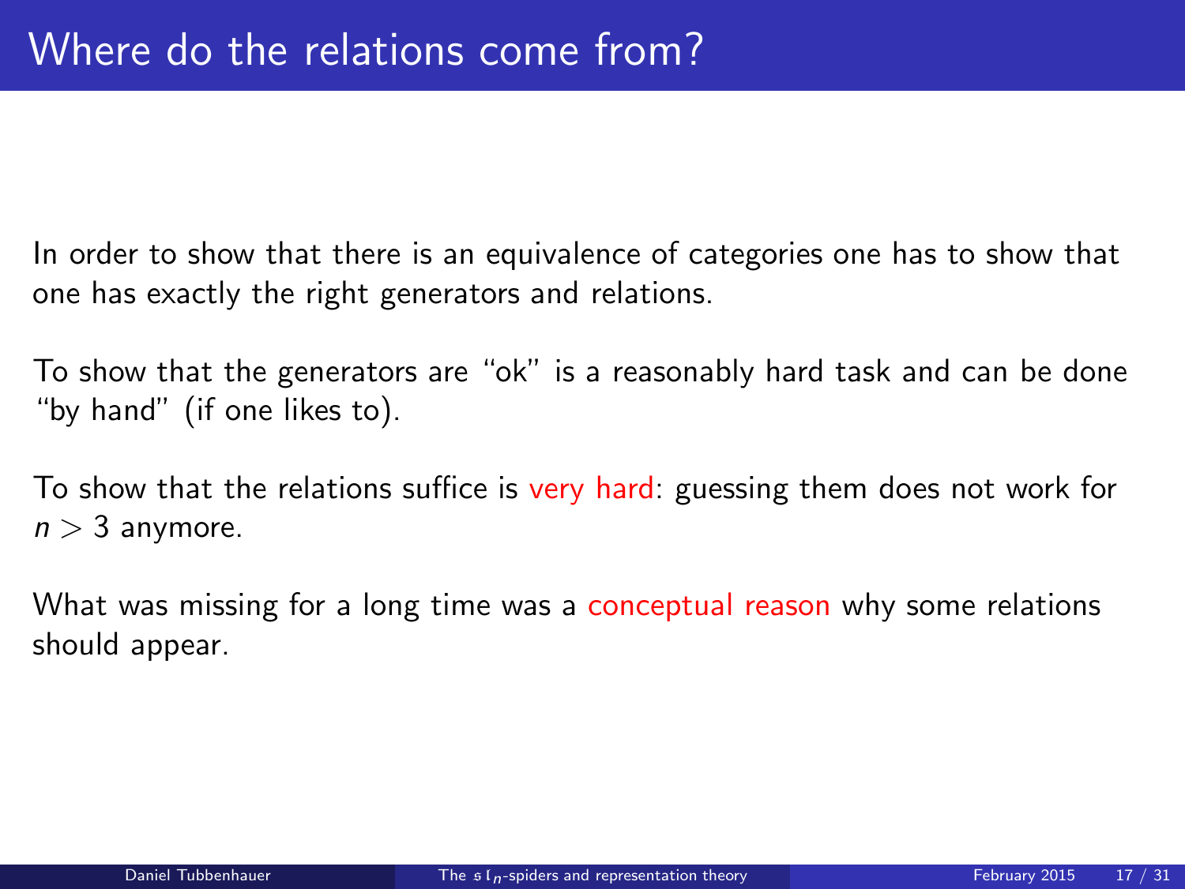# Where do the relations come from?

In order to show that there is an equivalence of categories one has to show that one has exactly the right generators and relations.

To show that the generators are “ok” is a reasonably hard task and can be done “by hand” (if one likes to).

To show that the relations suffice is very hard: guessing them does not work for $n > 3$ anymore.

What was missing for a long time was a conceptual reason why some relations should appear.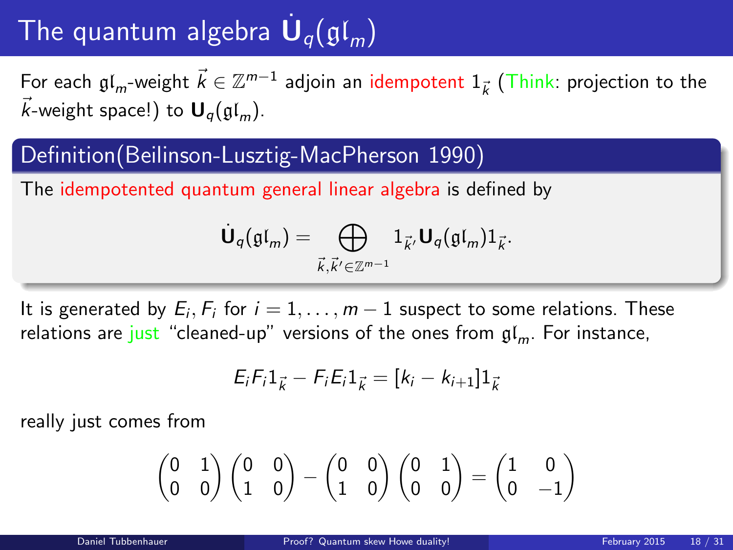# The quantum algebra $\dot{\mathbf{U}}_q(\mathfrak{gl}_m)$

For each $\mathfrak{gl}_m$-weight $\vec{k} \in \mathbb{Z}^{m-1}$ adjoin an idempotent $1_{\vec{k}}$ (Think: projection to the $\vec{k}$-weight space!) to $\mathbf{U}_q(\mathfrak{gl}_m)$.

## Definition(Beilinson-Lusztig-MacPherson 1990)

The idempotented quantum general linear algebra is defined by

$$\dot{\mathbf{U}}_q(\mathfrak{gl}_m) = \bigoplus_{\vec{k},\vec{k}' \in \mathbb{Z}^{m-1}} 1_{\vec{k}'} \mathbf{U}_q(\mathfrak{gl}_m) 1_{\vec{k}}.$$

It is generated by $E_i, F_i$ for $i = 1, \ldots, m-1$ suspect to some relations. These relations are just "cleaned-up" versions of the ones from $\mathfrak{gl}_m$. For instance,

$$E_i F_i 1_{\vec{k}} - F_i E_i 1_{\vec{k}} = [k_i - k_{i+1}] 1_{\vec{k}}$$

really just comes from

$$\begin{pmatrix} 0 & 1 \\ 0 & 0 \end{pmatrix} \begin{pmatrix} 0 & 0 \\ 1 & 0 \end{pmatrix} - \begin{pmatrix} 0 & 0 \\ 1 & 0 \end{pmatrix} \begin{pmatrix} 0 & 1 \\ 0 & 0 \end{pmatrix} = \begin{pmatrix} 1 & 0 \\ 0 & -1 \end{pmatrix}$$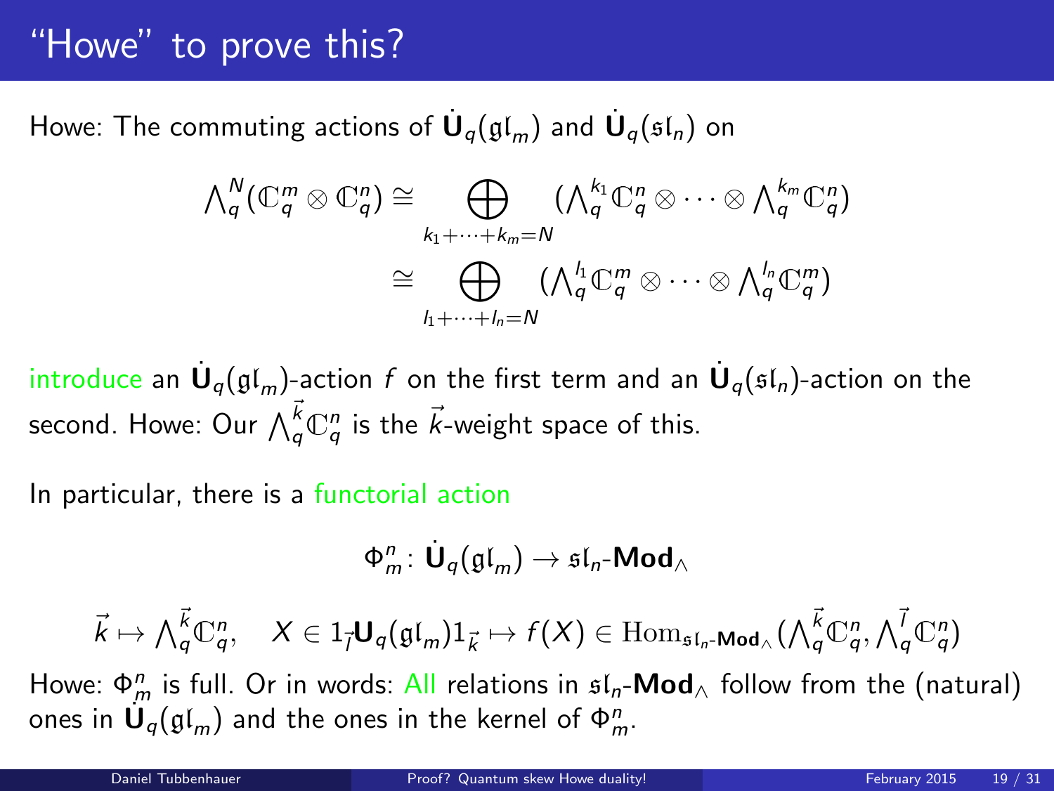# "Howe" to prove this?

Howe: The commuting actions of $\dot{\mathbf{U}}_q(\mathfrak{gl}_m)$ and $\dot{\mathbf{U}}_q(\mathfrak{sl}_n)$ on

$$
\begin{aligned}
{\textstyle\bigwedge}_q^N(\mathbb{C}_q^m \otimes \mathbb{C}_q^n) &\cong \bigoplus_{k_1+\cdots+k_m=N} ({\textstyle\bigwedge}_q^{k_1}\mathbb{C}_q^n \otimes \cdots \otimes {\textstyle\bigwedge}_q^{k_m}\mathbb{C}_q^n) \\
&\cong \bigoplus_{l_1+\cdots+l_n=N} ({\textstyle\bigwedge}_q^{l_1}\mathbb{C}_q^m \otimes \cdots \otimes {\textstyle\bigwedge}_q^{l_n}\mathbb{C}_q^m)
\end{aligned}
$$

introduce an $\dot{\mathbf{U}}_q(\mathfrak{gl}_m)$-action $f$ on the first term and an $\dot{\mathbf{U}}_q(\mathfrak{sl}_n)$-action on the second. Howe: Our ${\textstyle\bigwedge}_q^{\vec{k}}\mathbb{C}_q^n$ is the $\vec{k}$-weight space of this.

In particular, there is a functorial action

$$
\Phi_m^n \colon \dot{\mathbf{U}}_q(\mathfrak{gl}_m) \to \mathfrak{sl}_n\text{-}\mathbf{Mod}_\wedge
$$

$$
\vec{k} \mapsto {\textstyle\bigwedge}_q^{\vec{k}}\mathbb{C}_q^n, \quad X \in 1_{\vec{l}}\mathbf{U}_q(\mathfrak{gl}_m)1_{\vec{k}} \mapsto f(X) \in \mathrm{Hom}_{\mathfrak{sl}_n\text{-}\mathbf{Mod}_\wedge}({\textstyle\bigwedge}_q^{\vec{k}}\mathbb{C}_q^n, {\textstyle\bigwedge}_q^{\vec{l}}\mathbb{C}_q^n)
$$

Howe: $\Phi_m^n$ is full. Or in words: All relations in $\mathfrak{sl}_n$-$\mathbf{Mod}_\wedge$ follow from the (natural) ones in $\dot{\mathbf{U}}_q(\mathfrak{gl}_m)$ and the ones in the kernel of $\Phi_m^n$.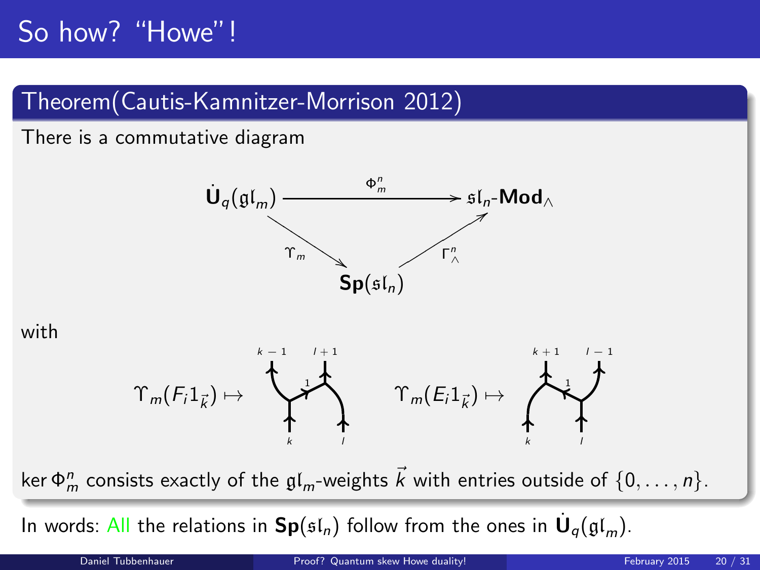# So how? "Howe"!

## Theorem(Cautis-Kamnitzer-Morrison 2012)

There is a commutative diagram

$$\dot{\mathbf{U}}_q(\mathfrak{gl}_m) \xrightarrow{\Phi^n_m} \mathfrak{sl}_n\text{-}\mathbf{Mod}_\wedge, \quad \Upsilon_m : \dot{\mathbf{U}}_q(\mathfrak{gl}_m) \to \mathbf{Sp}(\mathfrak{sl}_n), \quad \Gamma^n_\wedge : \mathbf{Sp}(\mathfrak{sl}_n) \to \mathfrak{sl}_n\text{-}\mathbf{Mod}_\wedge$$

with

$\Upsilon_m(F_i 1_{\vec{k}}) \mapsto$ (web with bottom labels $k$, $l$, top labels $k-1$, $l+1$, rung labeled $1$)   $\Upsilon_m(E_i 1_{\vec{k}}) \mapsto$ (web with bottom labels $k$, $l$, top labels $k+1$, $l-1$, rung labeled $1$)

$\ker \Phi^n_m$ consists exactly of the $\mathfrak{gl}_m$-weights $\vec{k}$ with entries outside of $\{0, \ldots, n\}$.

In words: All the relations in $\mathbf{Sp}(\mathfrak{sl}_n)$ follow from the ones in $\dot{\mathbf{U}}_q(\mathfrak{gl}_m)$.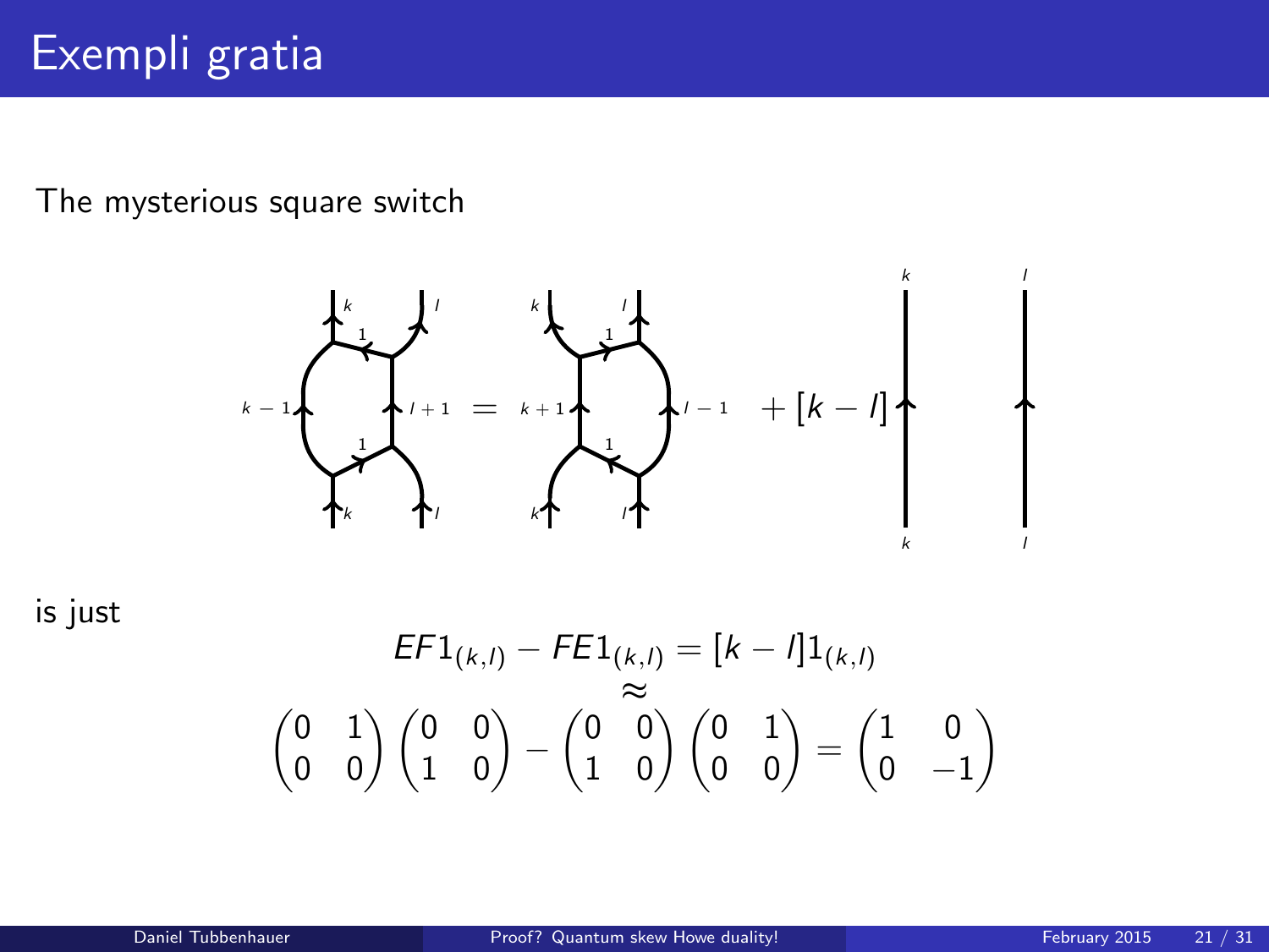# Exempli gratia

The mysterious square switch

is just

$$EF1_{(k,l)} - FE1_{(k,l)} = [k-l]1_{(k,l)}$$
$$\approx$$
$$\begin{pmatrix} 0 & 1 \\ 0 & 0 \end{pmatrix} \begin{pmatrix} 0 & 0 \\ 1 & 0 \end{pmatrix} - \begin{pmatrix} 0 & 0 \\ 1 & 0 \end{pmatrix} \begin{pmatrix} 0 & 1 \\ 0 & 0 \end{pmatrix} = \begin{pmatrix} 1 & 0 \\ 0 & -1 \end{pmatrix}$$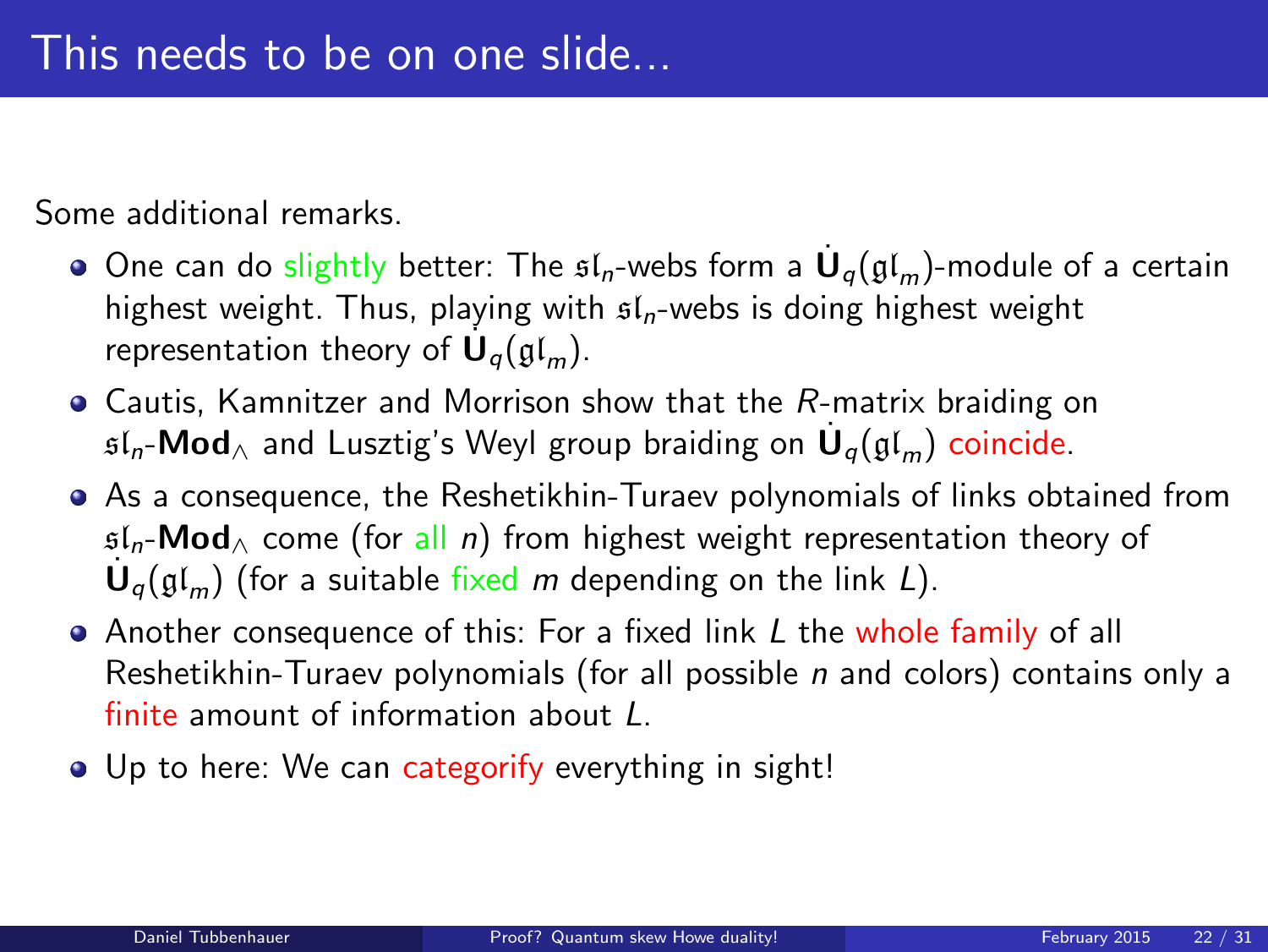# This needs to be on one slide...

Some additional remarks.

- One can do slightly better: The $\mathfrak{sl}_n$-webs form a $\dot{\mathbf{U}}_q(\mathfrak{gl}_m)$-module of a certain highest weight. Thus, playing with $\mathfrak{sl}_n$-webs is doing highest weight representation theory of $\dot{\mathbf{U}}_q(\mathfrak{gl}_m)$.
- Cautis, Kamnitzer and Morrison show that the $R$-matrix braiding on $\mathfrak{sl}_n$-$\mathbf{Mod}_{\wedge}$ and Lusztig's Weyl group braiding on $\dot{\mathbf{U}}_q(\mathfrak{gl}_m)$ coincide.
- As a consequence, the Reshetikhin-Turaev polynomials of links obtained from $\mathfrak{sl}_n$-$\mathbf{Mod}_{\wedge}$ come (for all $n$) from highest weight representation theory of $\dot{\mathbf{U}}_q(\mathfrak{gl}_m)$ (for a suitable fixed $m$ depending on the link $L$).
- Another consequence of this: For a fixed link $L$ the whole family of all Reshetikhin-Turaev polynomials (for all possible $n$ and colors) contains only a finite amount of information about $L$.
- Up to here: We can categorify everything in sight!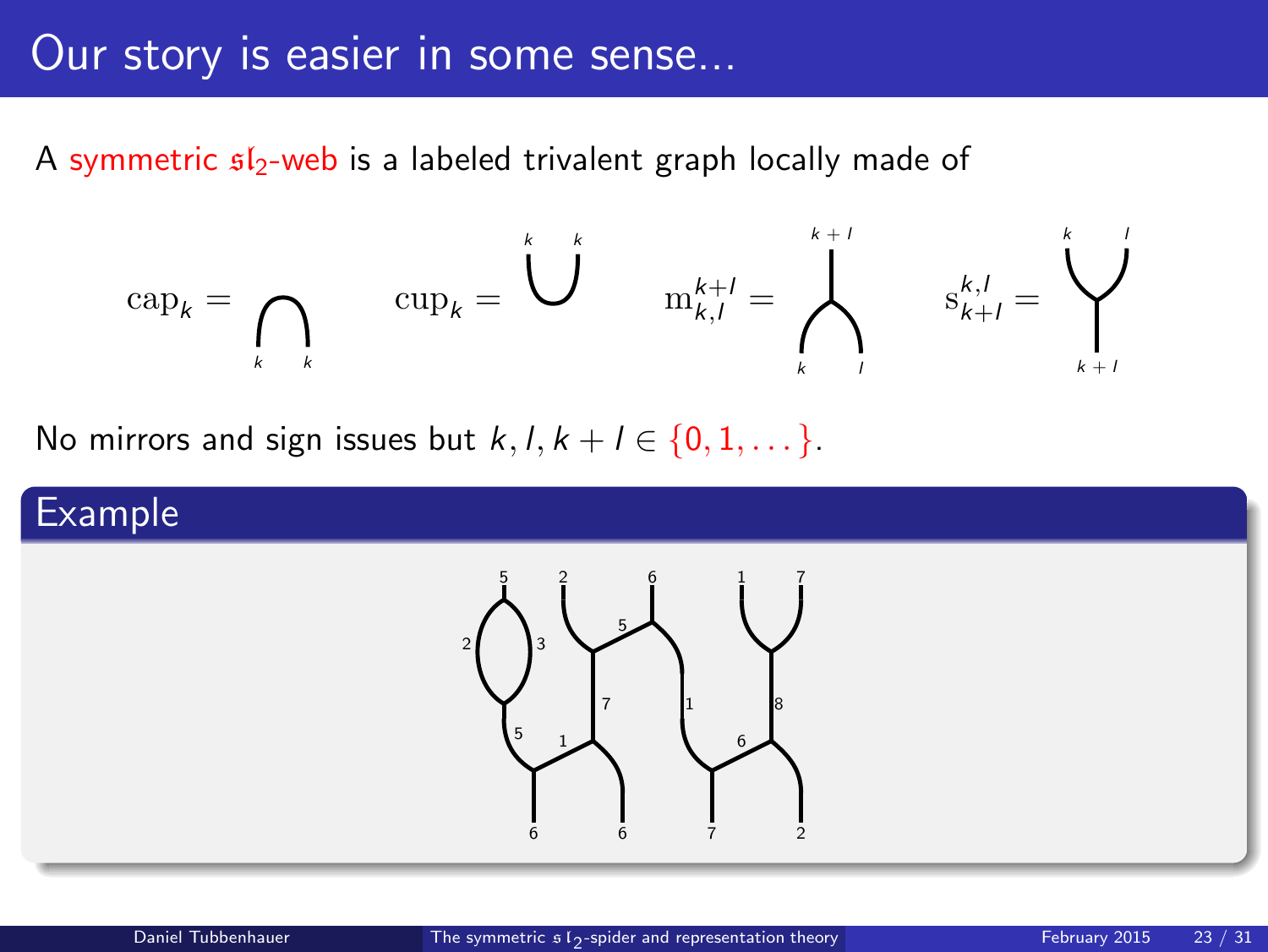# Our story is easier in some sense...

A symmetric $\mathfrak{sl}_2$-web is a labeled trivalent graph locally made of

$$\mathrm{cap}_k = \qquad \mathrm{cup}_k = \qquad \mathrm{m}_{k,l}^{k+l} = \qquad \mathrm{s}_{k+l}^{k,l} =$$

No mirrors and sign issues but $k, l, k+l \in \{0, 1, \ldots\}$.

## Example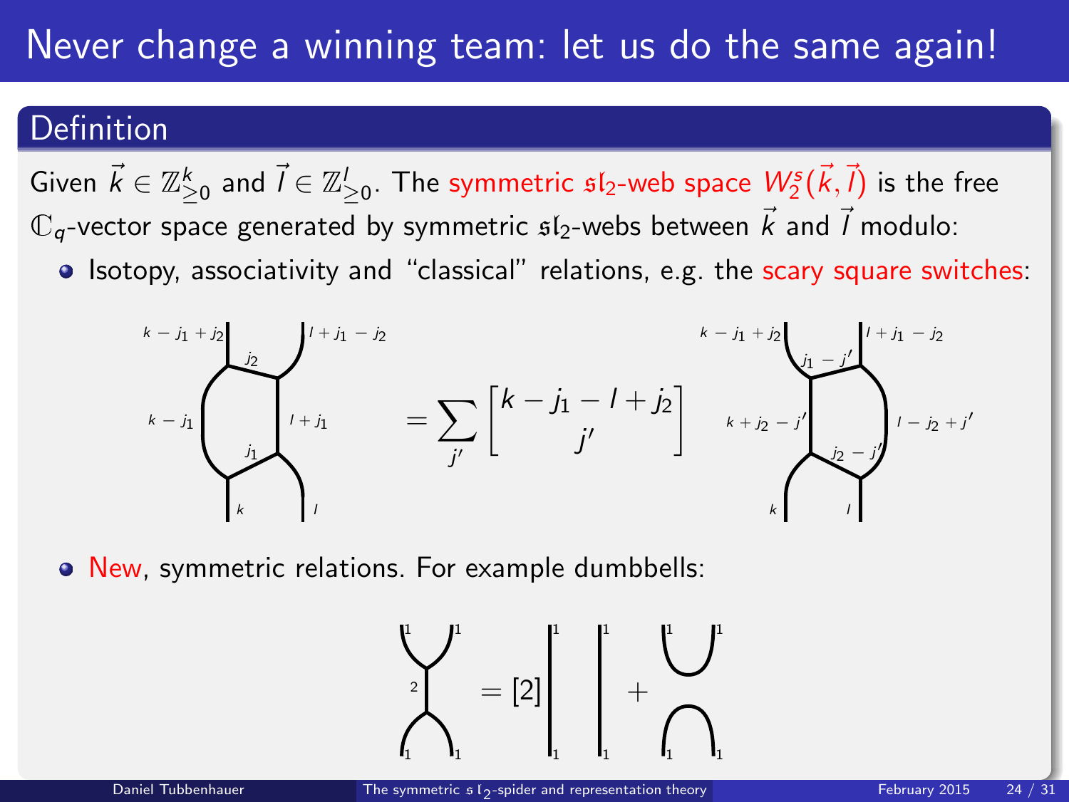# Never change a winning team: let us do the same again!

## Definition

Given $\vec{k} \in \mathbb{Z}^k_{\geq 0}$ and $\vec{l} \in \mathbb{Z}^l_{\geq 0}$. The symmetric $\mathfrak{sl}_2$-web space $W^s_2(\vec{k}, \vec{l})$ is the free $\mathbb{C}_q$-vector space generated by symmetric $\mathfrak{sl}_2$-webs between $\vec{k}$ and $\vec{l}$ modulo:

- Isotopy, associativity and "classical" relations, e.g. the scary square switches:

$$= \sum_{j'} \begin{bmatrix} k - j_1 - l + j_2 \\ j' \end{bmatrix}$$

- New, symmetric relations. For example dumbbells:

$$= [2] \quad + $$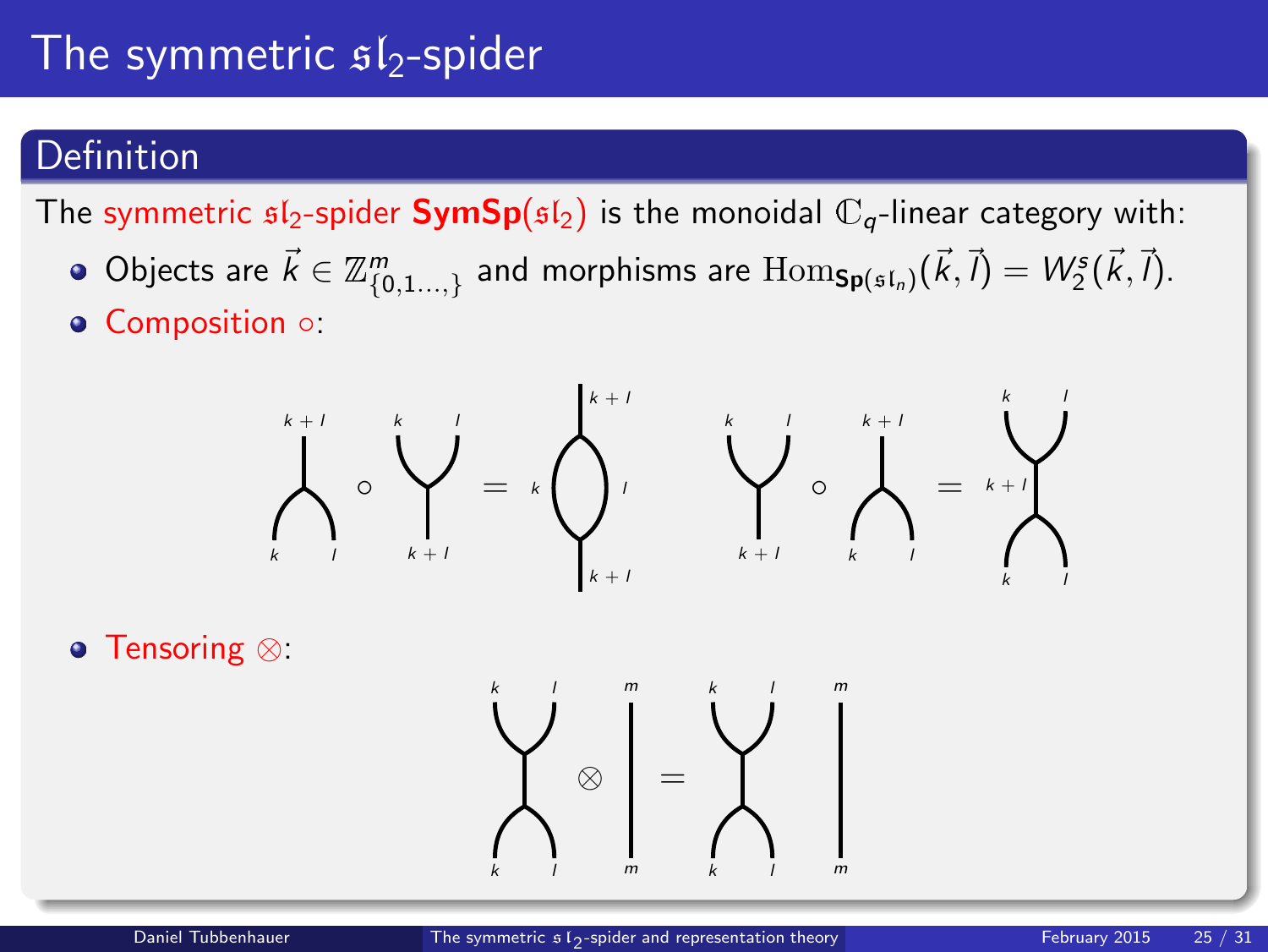# The symmetric $\mathfrak{sl}_2$-spider

## Definition

The symmetric $\mathfrak{sl}_2$-spider **SymSp**$(\mathfrak{sl}_2)$ is the monoidal $\mathbb{C}_q$-linear category with:

- Objects are $\vec{k} \in \mathbb{Z}^m_{\{0,1\dots,\}}$ and morphisms are $\mathrm{Hom}_{\mathbf{Sp}(\mathfrak{sl}_n)}(\vec{k}, \vec{l}) = W_2^s(\vec{k}, \vec{l})$.
- Composition $\circ$:
- Tensoring $\otimes$: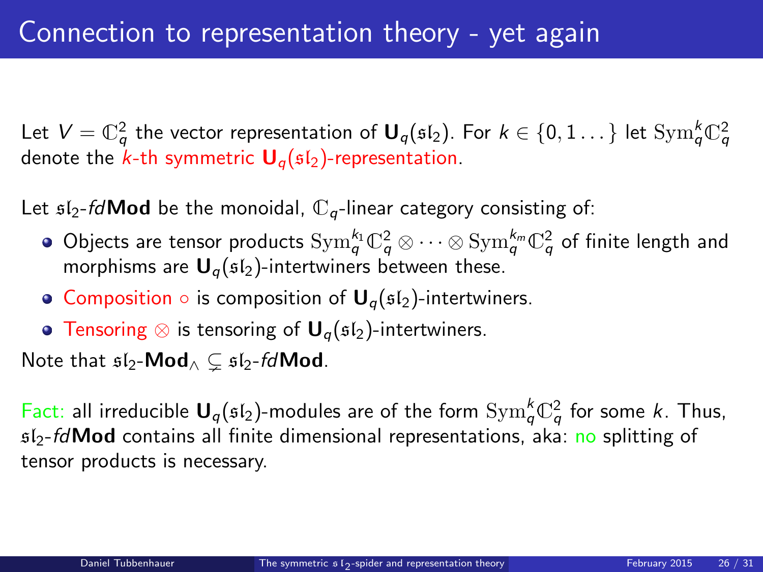# Connection to representation theory - yet again

Let $V = \mathbb{C}_q^2$ the vector representation of $\mathbf{U}_q(\mathfrak{sl}_2)$. For $k \in \{0, 1 \dots\}$ let $\mathrm{Sym}_q^k \mathbb{C}_q^2$ denote the $k$-th symmetric $\mathbf{U}_q(\mathfrak{sl}_2)$-representation.

Let $\mathfrak{sl}_2$-*fd*$\mathbf{Mod}$ be the monoidal, $\mathbb{C}_q$-linear category consisting of:

- Objects are tensor products $\mathrm{Sym}_q^{k_1} \mathbb{C}_q^2 \otimes \cdots \otimes \mathrm{Sym}_q^{k_m} \mathbb{C}_q^2$ of finite length and morphisms are $\mathbf{U}_q(\mathfrak{sl}_2)$-intertwiners between these.
- Composition $\circ$ is composition of $\mathbf{U}_q(\mathfrak{sl}_2)$-intertwiners.
- Tensoring $\otimes$ is tensoring of $\mathbf{U}_q(\mathfrak{sl}_2)$-intertwiners.

Note that $\mathfrak{sl}_2\text{-}\mathbf{Mod}_\wedge \subsetneq \mathfrak{sl}_2\text{-}fd\mathbf{Mod}$.

Fact: all irreducible $\mathbf{U}_q(\mathfrak{sl}_2)$-modules are of the form $\mathrm{Sym}_q^k \mathbb{C}_q^2$ for some $k$. Thus, $\mathfrak{sl}_2$-*fd*$\mathbf{Mod}$ contains all finite dimensional representations, aka: no splitting of tensor products is necessary.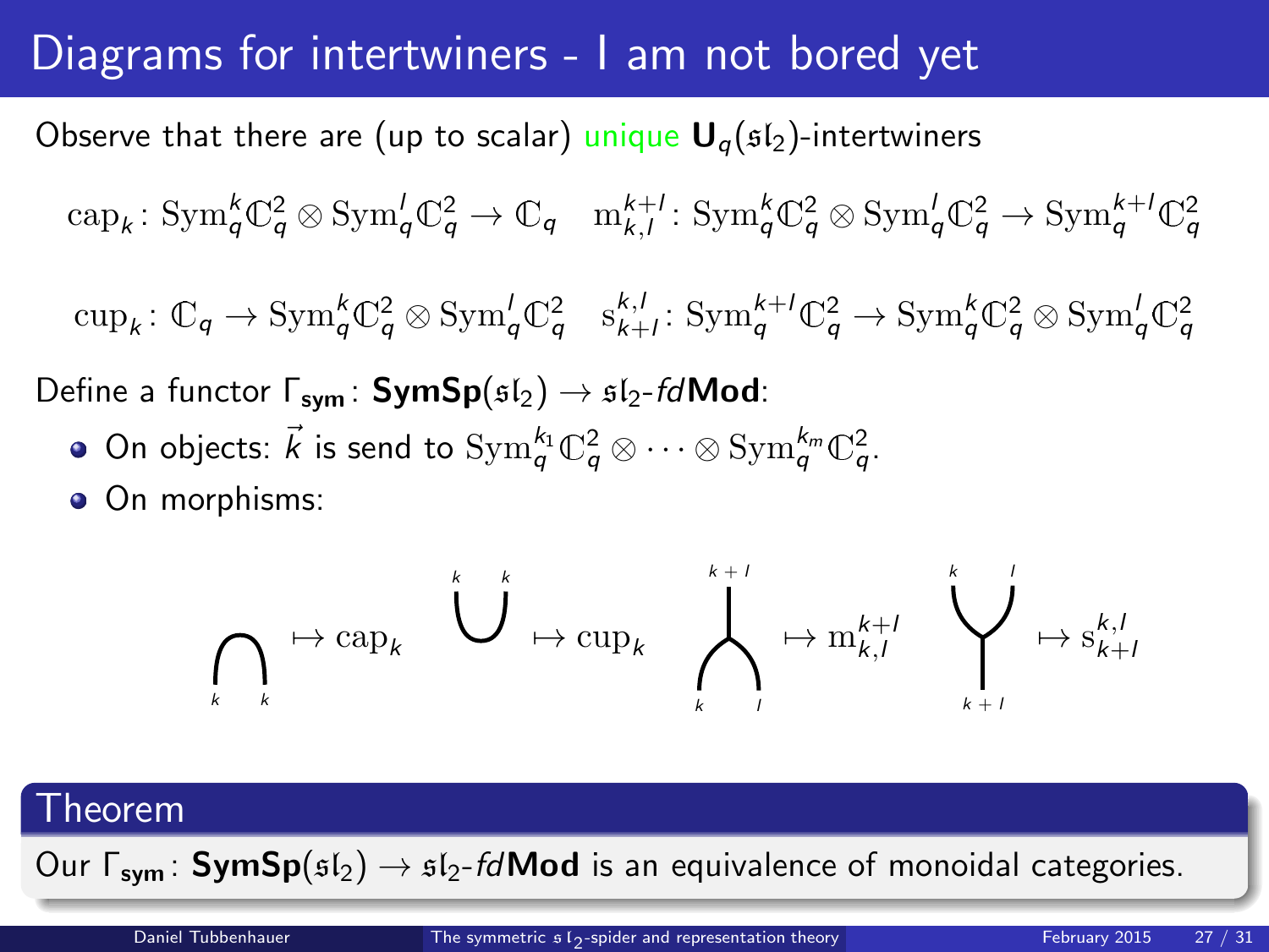# Diagrams for intertwiners - I am not bored yet

Observe that there are (up to scalar) unique $\mathbf{U}_q(\mathfrak{sl}_2)$-intertwiners

$$\mathrm{cap}_k\colon \mathrm{Sym}_q^k\mathbb{C}_q^2 \otimes \mathrm{Sym}_q^l\mathbb{C}_q^2 \to \mathbb{C}_q \quad \mathrm{m}_{k,l}^{k+l}\colon \mathrm{Sym}_q^k\mathbb{C}_q^2 \otimes \mathrm{Sym}_q^l\mathbb{C}_q^2 \to \mathrm{Sym}_q^{k+l}\mathbb{C}_q^2$$

$$\mathrm{cup}_k\colon \mathbb{C}_q \to \mathrm{Sym}_q^k\mathbb{C}_q^2 \otimes \mathrm{Sym}_q^l\mathbb{C}_q^2 \quad \mathrm{s}_{k+l}^{k,l}\colon \mathrm{Sym}_q^{k+l}\mathbb{C}_q^2 \to \mathrm{Sym}_q^k\mathbb{C}_q^2 \otimes \mathrm{Sym}_q^l\mathbb{C}_q^2$$

Define a functor $\Gamma_{\mathbf{sym}}\colon \mathbf{SymSp}(\mathfrak{sl}_2) \to \mathfrak{sl}_2\text{-}fd\mathbf{Mod}$:

- On objects: $\vec{k}$ is send to $\mathrm{Sym}_q^{k_1}\mathbb{C}_q^2 \otimes \cdots \otimes \mathrm{Sym}_q^{k_m}\mathbb{C}_q^2$.
- On morphisms:

(cap with labels $k$, $k$) $\mapsto \mathrm{cap}_k$ (cup with labels $k$, $k$) $\mapsto \mathrm{cup}_k$ (merge with bottom labels $k$, $l$ and top label $k+l$) $\mapsto \mathrm{m}_{k,l}^{k+l}$ (split with bottom label $k+l$ and top labels $k$, $l$) $\mapsto \mathrm{s}_{k+l}^{k,l}$

## Theorem

Our $\Gamma_{\mathbf{sym}}\colon \mathbf{SymSp}(\mathfrak{sl}_2) \to \mathfrak{sl}_2\text{-}fd\mathbf{Mod}$ is an equivalence of monoidal categories.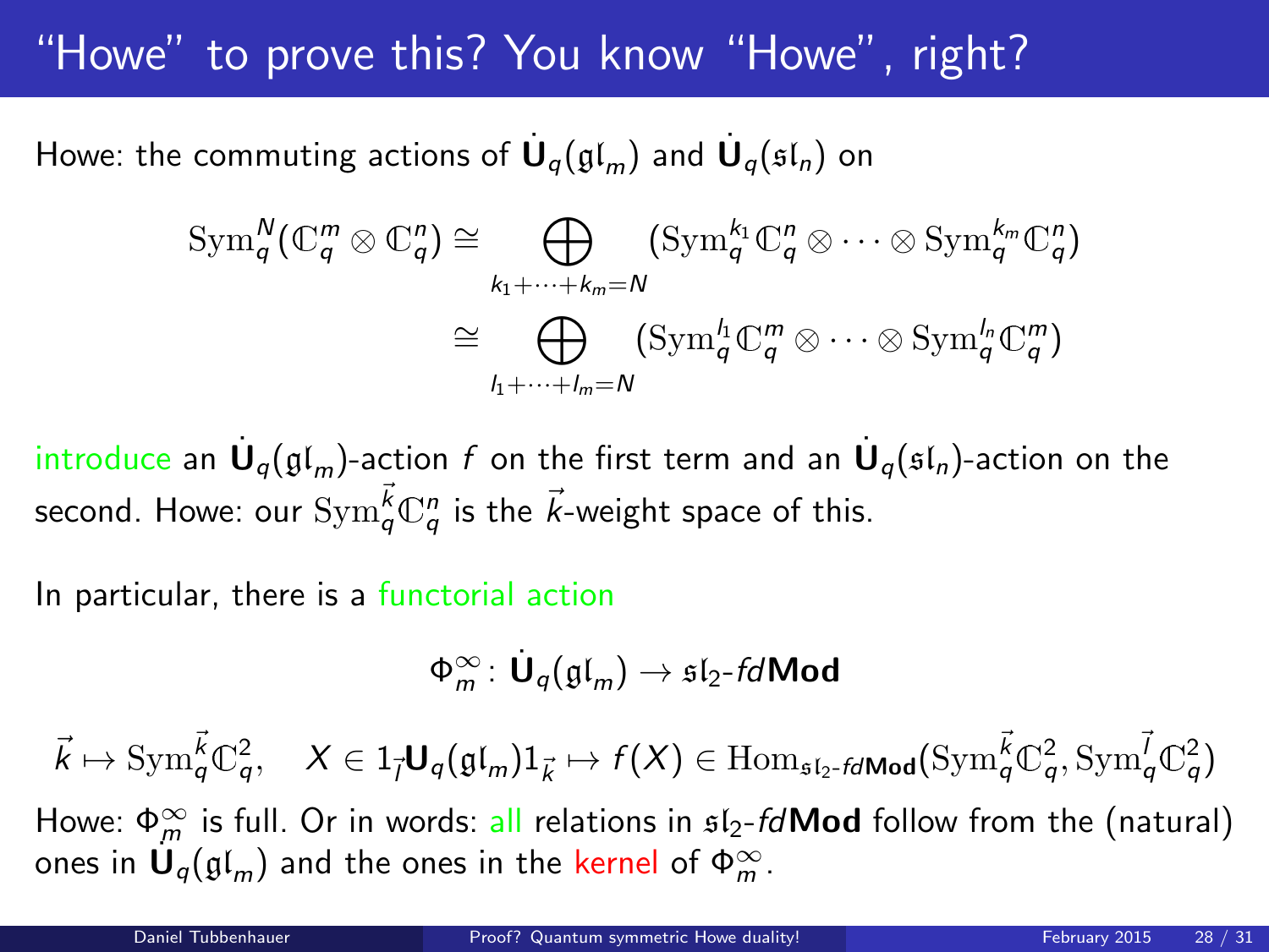# "Howe" to prove this? You know "Howe", right?

Howe: the commuting actions of $\dot{\mathbf{U}}_q(\mathfrak{gl}_m)$ and $\dot{\mathbf{U}}_q(\mathfrak{sl}_n)$ on

$$\begin{aligned}\mathrm{Sym}_q^N(\mathbb{C}_q^m \otimes \mathbb{C}_q^n) &\cong \bigoplus_{k_1+\cdots+k_m=N} (\mathrm{Sym}_q^{k_1}\mathbb{C}_q^n \otimes \cdots \otimes \mathrm{Sym}_q^{k_m}\mathbb{C}_q^n) \\ &\cong \bigoplus_{l_1+\cdots+l_m=N} (\mathrm{Sym}_q^{l_1}\mathbb{C}_q^m \otimes \cdots \otimes \mathrm{Sym}_q^{l_n}\mathbb{C}_q^m)\end{aligned}$$

introduce an $\dot{\mathbf{U}}_q(\mathfrak{gl}_m)$-action $f$ on the first term and an $\dot{\mathbf{U}}_q(\mathfrak{sl}_n)$-action on the second. Howe: our $\mathrm{Sym}_q^{\vec{k}}\mathbb{C}_q^n$ is the $\vec{k}$-weight space of this.

In particular, there is a functorial action

$$\Phi_m^\infty\colon \dot{\mathbf{U}}_q(\mathfrak{gl}_m) \to \mathfrak{sl}_2\text{-}fd\mathbf{Mod}$$

$$\vec{k} \mapsto \mathrm{Sym}_q^{\vec{k}}\mathbb{C}_q^2, \quad X \in 1_{\vec{l}}\mathbf{U}_q(\mathfrak{gl}_m)1_{\vec{k}} \mapsto f(X) \in \mathrm{Hom}_{\mathfrak{sl}_2\text{-}fd\mathbf{Mod}}(\mathrm{Sym}_q^{\vec{k}}\mathbb{C}_q^2, \mathrm{Sym}_q^{\vec{l}}\mathbb{C}_q^2)$$

Howe: $\Phi_m^\infty$ is full. Or in words: all relations in $\mathfrak{sl}_2\text{-}fd\mathbf{Mod}$ follow from the (natural) ones in $\dot{\mathbf{U}}_q(\mathfrak{gl}_m)$ and the ones in the kernel of $\Phi_m^\infty$.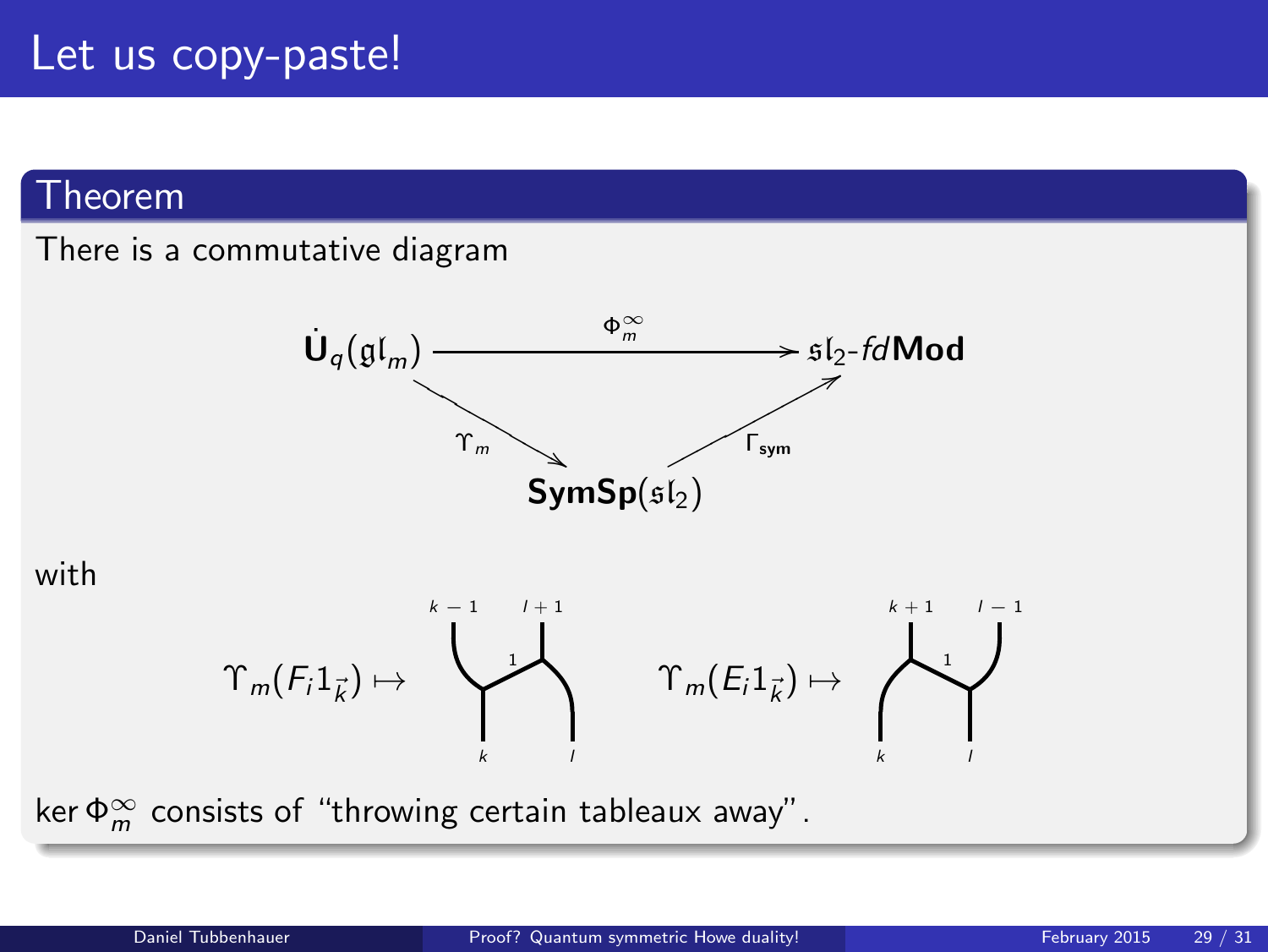# Let us copy-paste!

## Theorem

There is a commutative diagram

$$\begin{array}{ccc} \dot{\mathbf{U}}_q(\mathfrak{gl}_m) & \xrightarrow{\Phi_m^{\infty}} & \mathfrak{sl}_2\text{-}fd\mathbf{Mod} \\ & \searrow^{\Upsilon_m} \quad \nearrow_{\Gamma_{\mathbf{sym}}} & \\ & \mathbf{SymSp}(\mathfrak{sl}_2) & \end{array}$$

with

$\Upsilon_m(F_i 1_{\vec{k}}) \mapsto$ (web with bottom labels $k$, $l$; middle edge labeled $1$; top labels $k-1$, $l+1$)

$\Upsilon_m(E_i 1_{\vec{k}}) \mapsto$ (web with bottom labels $k$, $l$; middle edge labeled $1$; top labels $k+1$, $l-1$)

$\ker \Phi_m^{\infty}$ consists of "throwing certain tableaux away".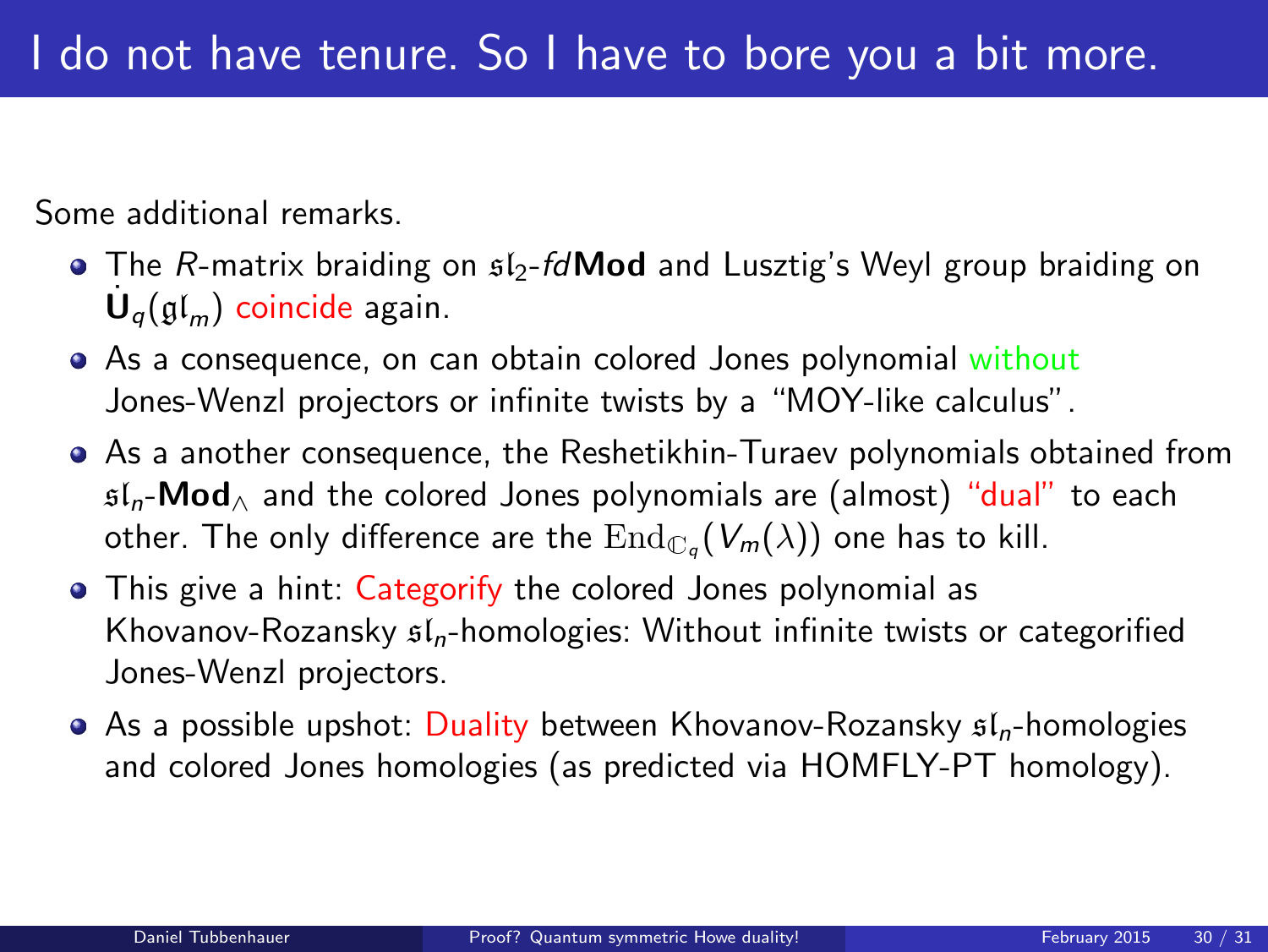# I do not have tenure. So I have to bore you a bit more.

Some additional remarks.

- The $R$-matrix braiding on $\mathfrak{sl}_2$-*fd***Mod** and Lusztig's Weyl group braiding on $\dot{\mathbf{U}}_q(\mathfrak{gl}_m)$ coincide again.
- As a consequence, on can obtain colored Jones polynomial without Jones-Wenzl projectors or infinite twists by a "MOY-like calculus".
- As a another consequence, the Reshetikhin-Turaev polynomials obtained from $\mathfrak{sl}_n$-**Mod**$_\wedge$ and the colored Jones polynomials are (almost) "dual" to each other. The only difference are the $\mathrm{End}_{\mathbb{C}_q}(V_m(\lambda))$ one has to kill.
- This give a hint: Categorify the colored Jones polynomial as Khovanov-Rozansky $\mathfrak{sl}_n$-homologies: Without infinite twists or categorified Jones-Wenzl projectors.
- As a possible upshot: Duality between Khovanov-Rozansky $\mathfrak{sl}_n$-homologies and colored Jones homologies (as predicted via HOMFLY-PT homology).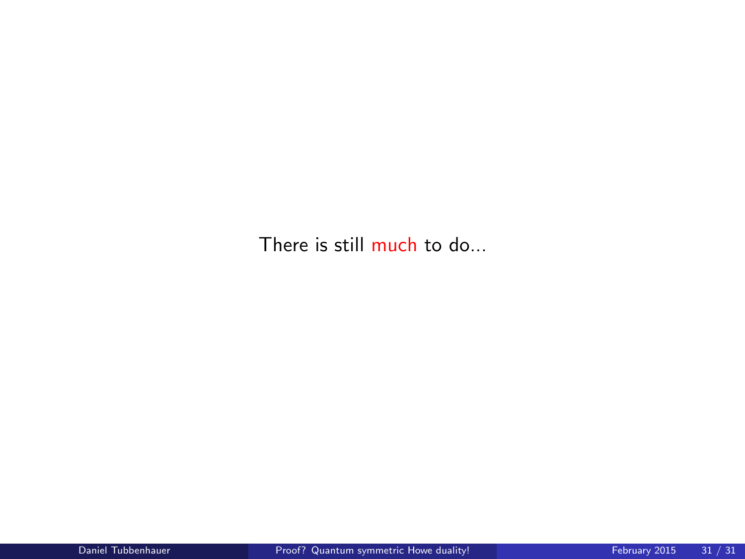There is still much to do...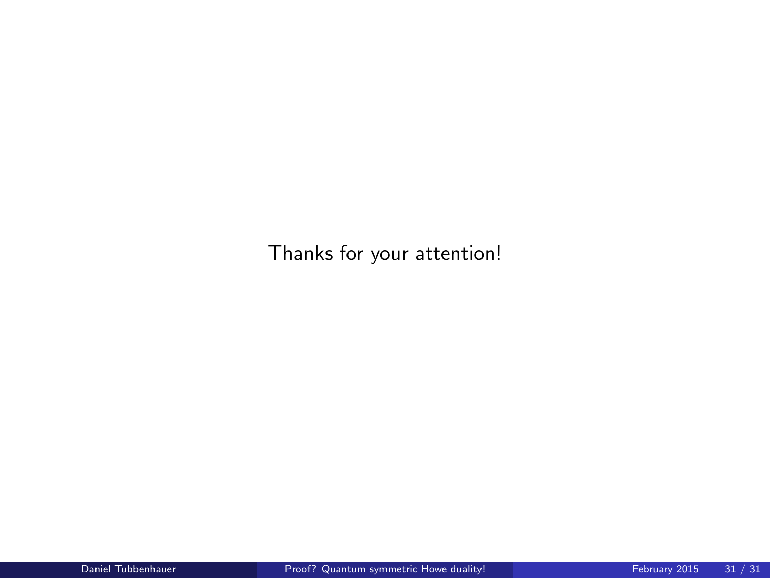Thanks for your attention!